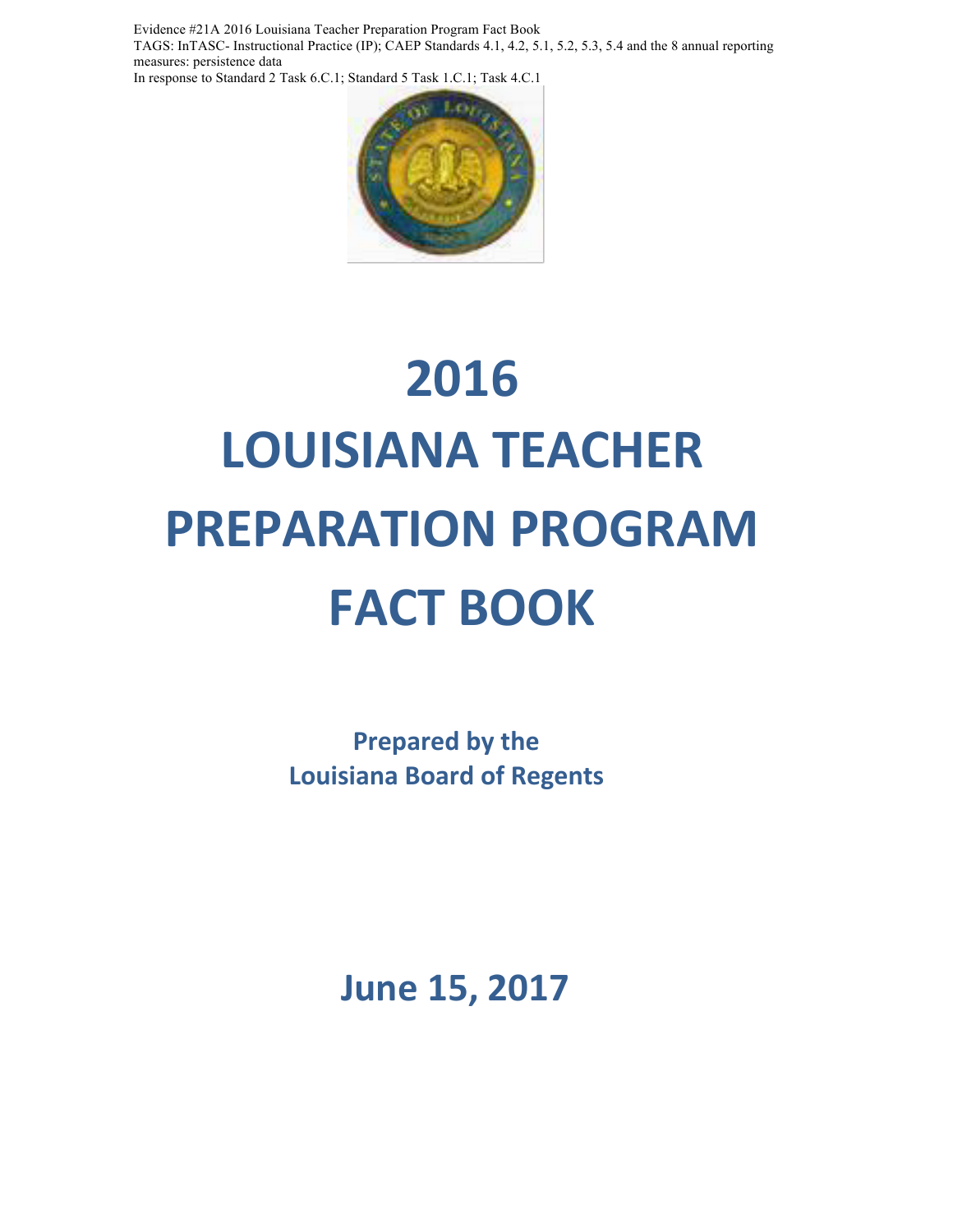Evidence #21A 2016 Louisiana Teacher Preparation Program Fact Book
TAGS: InTASC- Instructional Practice (IP); CAEP Standards 4.1, 4.2, 5.1, 5.2, 5.3, 5.4 and the 8 annual reporting measures: persistence data
In response to Standard 2 Task 6.C.1; Standard 5 Task 1.C.1; Task 4.C.1

# 2016
# LOUISIANA TEACHER PREPARATION PROGRAM FACT BOOK

**Prepared by the**
**Louisiana Board of Regents**

**June 15, 2017**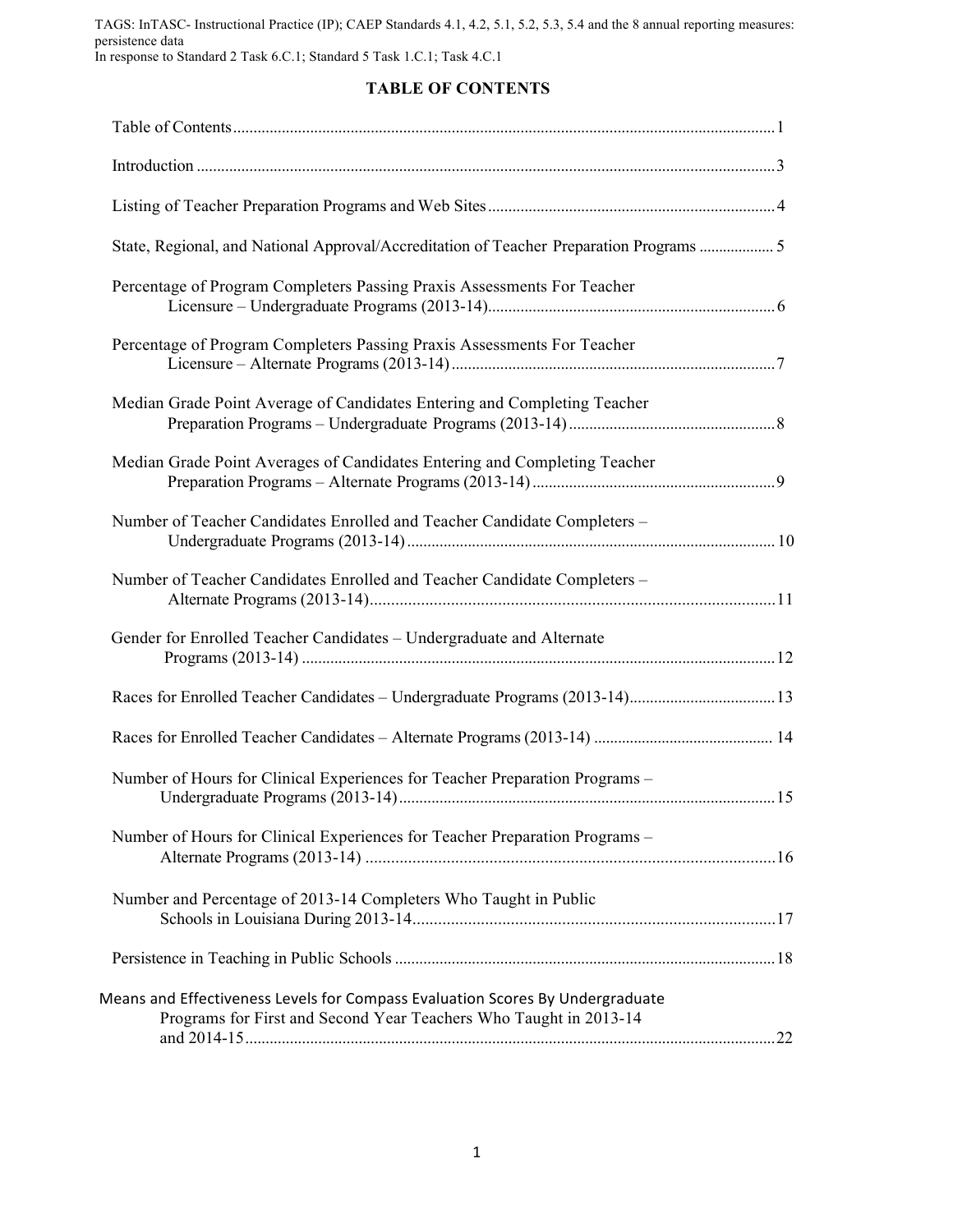TAGS: InTASC- Instructional Practice (IP); CAEP Standards 4.1, 4.2, 5.1, 5.2, 5.3, 5.4 and the 8 annual reporting measures: persistence data
In response to Standard 2 Task 6.C.1; Standard 5 Task 1.C.1; Task 4.C.1

# TABLE OF CONTENTS

| | |
|---|---|
| Table of Contents | 1 |
| Introduction | 3 |
| Listing of Teacher Preparation Programs and Web Sites | 4 |
| State, Regional, and National Approval/Accreditation of Teacher Preparation Programs | 5 |
| Percentage of Program Completers Passing Praxis Assessments For Teacher Licensure – Undergraduate Programs (2013-14) | 6 |
| Percentage of Program Completers Passing Praxis Assessments For Teacher Licensure – Alternate Programs (2013-14) | 7 |
| Median Grade Point Average of Candidates Entering and Completing Teacher Preparation Programs – Undergraduate Programs (2013-14) | 8 |
| Median Grade Point Averages of Candidates Entering and Completing Teacher Preparation Programs – Alternate Programs (2013-14) | 9 |
| Number of Teacher Candidates Enrolled and Teacher Candidate Completers – Undergraduate Programs (2013-14) | 10 |
| Number of Teacher Candidates Enrolled and Teacher Candidate Completers – Alternate Programs (2013-14) | 11 |
| Gender for Enrolled Teacher Candidates – Undergraduate and Alternate Programs (2013-14) | 12 |
| Races for Enrolled Teacher Candidates – Undergraduate Programs (2013-14) | 13 |
| Races for Enrolled Teacher Candidates – Alternate Programs (2013-14) | 14 |
| Number of Hours for Clinical Experiences for Teacher Preparation Programs – Undergraduate Programs (2013-14) | 15 |
| Number of Hours for Clinical Experiences for Teacher Preparation Programs – Alternate Programs (2013-14) | 16 |
| Number and Percentage of 2013-14 Completers Who Taught in Public Schools in Louisiana During 2013-14 | 17 |
| Persistence in Teaching in Public Schools | 18 |
| Means and Effectiveness Levels for Compass Evaluation Scores By Undergraduate Programs for First and Second Year Teachers Who Taught in 2013-14 and 2014-15 | 22 |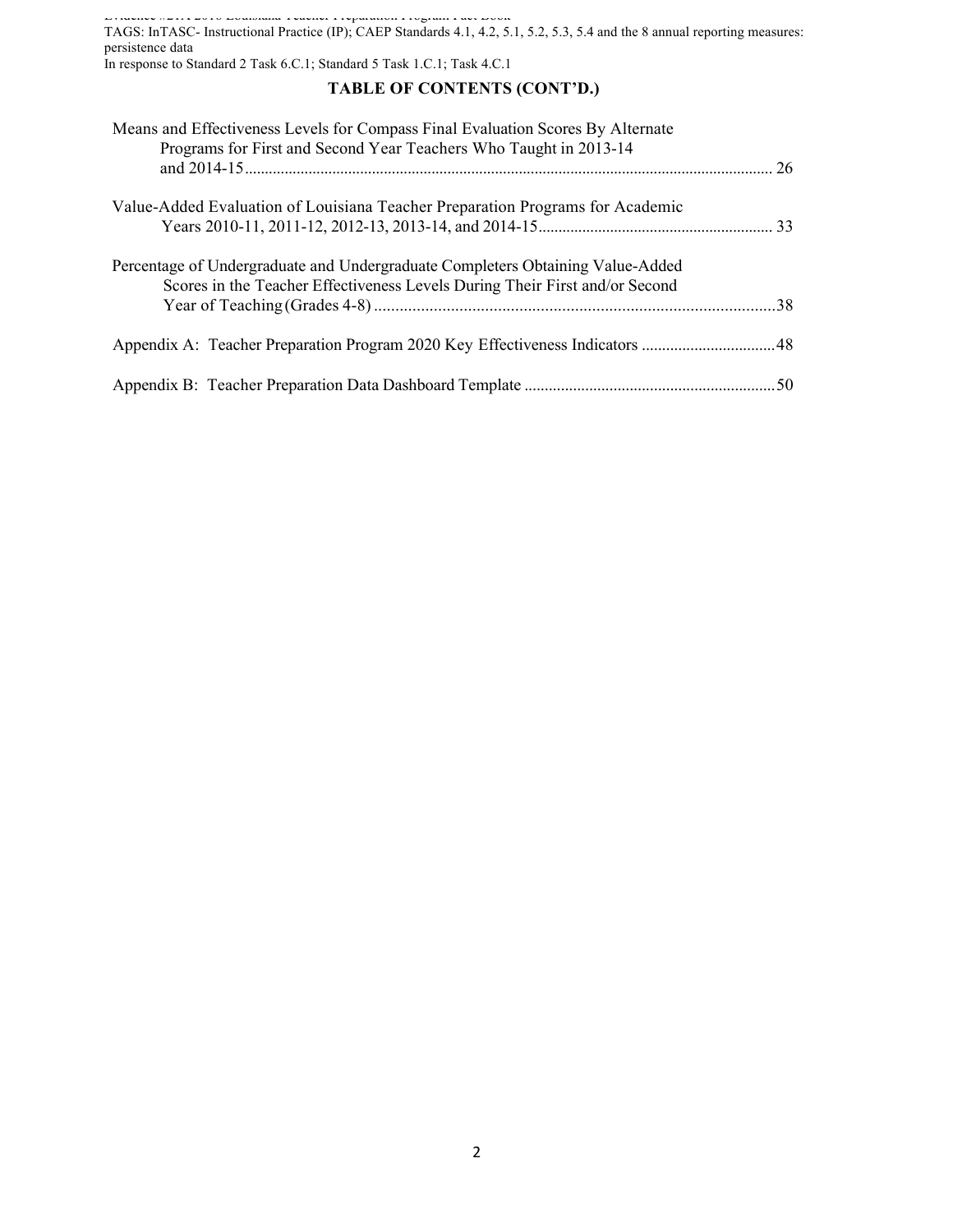TAGS: InTASC- Instructional Practice (IP); CAEP Standards 4.1, 4.2, 5.1, 5.2, 5.3, 5.4 and the 8 annual reporting measures: persistence data

In response to Standard 2 Task 6.C.1; Standard 5 Task 1.C.1; Task 4.C.1

## TABLE OF CONTENTS (CONT'D.)

Means and Effectiveness Levels for Compass Final Evaluation Scores By Alternate Programs for First and Second Year Teachers Who Taught in 2013-14 and 2014-15 .......... 26

Value-Added Evaluation of Louisiana Teacher Preparation Programs for Academic Years 2010-11, 2011-12, 2012-13, 2013-14, and 2014-15 .......... 33

Percentage of Undergraduate and Undergraduate Completers Obtaining Value-Added Scores in the Teacher Effectiveness Levels During Their First and/or Second Year of Teaching (Grades 4-8) .......... 38

Appendix A: Teacher Preparation Program 2020 Key Effectiveness Indicators .......... 48

Appendix B: Teacher Preparation Data Dashboard Template .......... 50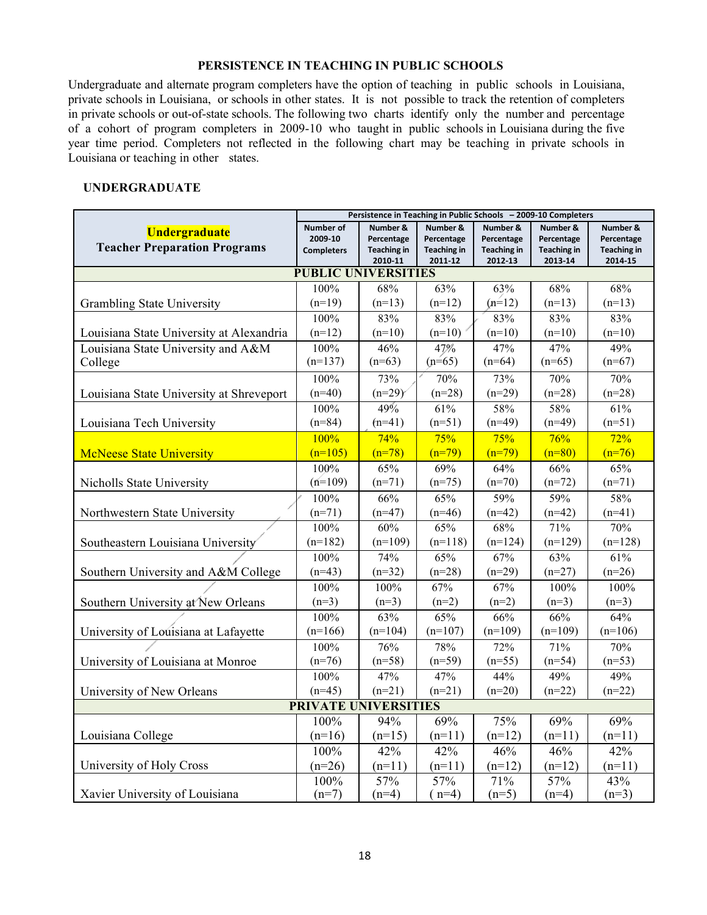## PERSISTENCE IN TEACHING IN PUBLIC SCHOOLS

Undergraduate and alternate program completers have the option of teaching in public schools in Louisiana, private schools in Louisiana, or schools in other states. It is not possible to track the retention of completers in private schools or out-of-state schools. The following two charts identify only the number and percentage of a cohort of program completers in 2009-10 who taught in public schools in Louisiana during the five year time period. Completers not reflected in the following chart may be teaching in private schools in Louisiana or teaching in other states.

### UNDERGRADUATE

| **Undergraduate** Teacher Preparation Programs | Persistence in Teaching in Public Schools – 2009-10 Completers | | | | | |
|---|---|---|---|---|---|---|
| | Number of 2009-10 Completers | Number & Percentage Teaching in 2010-11 | Number & Percentage Teaching in 2011-12 | Number & Percentage Teaching in 2012-13 | Number & Percentage Teaching in 2013-14 | Number & Percentage Teaching in 2014-15 |
| **PUBLIC UNIVERSITIES** | | | | | | |
| Grambling State University | 100% (n=19) | 68% (n=13) | 63% (n=12) | 63% (n=12) | 68% (n=13) | 68% (n=13) |
| Louisiana State University at Alexandria | 100% (n=12) | 83% (n=10) | 83% (n=10) | 83% (n=10) | 83% (n=10) | 83% (n=10) |
| Louisiana State University and A&M College | 100% (n=137) | 46% (n=63) | 47% (n=65) | 47% (n=64) | 47% (n=65) | 49% (n=67) |
| Louisiana State University at Shreveport | 100% (n=40) | 73% (n=29) | 70% (n=28) | 73% (n=29) | 70% (n=28) | 70% (n=28) |
| Louisiana Tech University | 100% (n=84) | 49% (n=41) | 61% (n=51) | 58% (n=49) | 58% (n=49) | 61% (n=51) |
| McNeese State University | 100% (n=105) | 74% (n=78) | 75% (n=79) | 75% (n=79) | 76% (n=80) | 72% (n=76) |
| Nicholls State University | 100% (n=109) | 65% (n=71) | 69% (n=75) | 64% (n=70) | 66% (n=72) | 65% (n=71) |
| Northwestern State University | 100% (n=71) | 66% (n=47) | 65% (n=46) | 59% (n=42) | 59% (n=42) | 58% (n=41) |
| Southeastern Louisiana University | 100% (n=182) | 60% (n=109) | 65% (n=118) | 68% (n=124) | 71% (n=129) | 70% (n=128) |
| Southern University and A&M College | 100% (n=43) | 74% (n=32) | 65% (n=28) | 67% (n=29) | 63% (n=27) | 61% (n=26) |
| Southern University at New Orleans | 100% (n=3) | 100% (n=3) | 67% (n=2) | 67% (n=2) | 100% (n=3) | 100% (n=3) |
| University of Louisiana at Lafayette | 100% (n=166) | 63% (n=104) | 65% (n=107) | 66% (n=109) | 66% (n=109) | 64% (n=106) |
| University of Louisiana at Monroe | 100% (n=76) | 76% (n=58) | 78% (n=59) | 72% (n=55) | 71% (n=54) | 70% (n=53) |
| University of New Orleans | 100% (n=45) | 47% (n=21) | 47% (n=21) | 44% (n=20) | 49% (n=22) | 49% (n=22) |
| **PRIVATE UNIVERSITIES** | | | | | | |
| Louisiana College | 100% (n=16) | 94% (n=15) | 69% (n=11) | 75% (n=12) | 69% (n=11) | 69% (n=11) |
| University of Holy Cross | 100% (n=26) | 42% (n=11) | 42% (n=11) | 46% (n=12) | 46% (n=12) | 42% (n=11) |
| Xavier University of Louisiana | 100% (n=7) | 57% (n=4) | 57% ( n=4) | 71% (n=5) | 57% (n=4) | 43% (n=3) |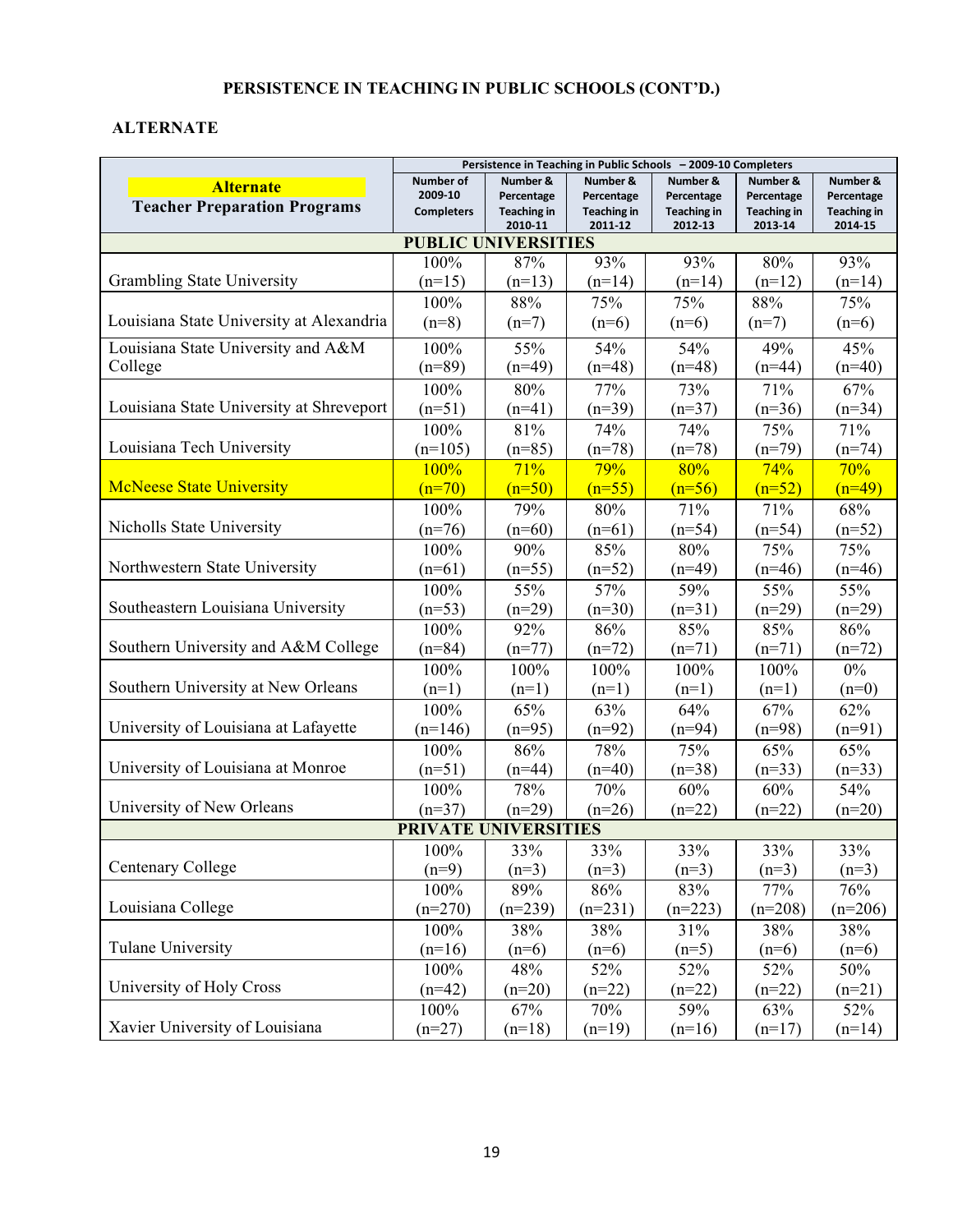# PERSISTENCE IN TEACHING IN PUBLIC SCHOOLS (CONT'D.)

## ALTERNATE

| Alternate Teacher Preparation Programs | Persistence in Teaching in Public Schools – 2009-10 Completers | | | | | |
|---|---|---|---|---|---|---|
| | Number of 2009-10 Completers | Number & Percentage Teaching in 2010-11 | Number & Percentage Teaching in 2011-12 | Number & Percentage Teaching in 2012-13 | Number & Percentage Teaching in 2013-14 | Number & Percentage Teaching in 2014-15 |
| **PUBLIC UNIVERSITIES** | | | | | | |
| Grambling State University | 100% (n=15) | 87% (n=13) | 93% (n=14) | 93% (n=14) | 80% (n=12) | 93% (n=14) |
| Louisiana State University at Alexandria | 100% (n=8) | 88% (n=7) | 75% (n=6) | 75% (n=6) | 88% (n=7) | 75% (n=6) |
| Louisiana State University and A&M College | 100% (n=89) | 55% (n=49) | 54% (n=48) | 54% (n=48) | 49% (n=44) | 45% (n=40) |
| Louisiana State University at Shreveport | 100% (n=51) | 80% (n=41) | 77% (n=39) | 73% (n=37) | 71% (n=36) | 67% (n=34) |
| Louisiana Tech University | 100% (n=105) | 81% (n=85) | 74% (n=78) | 74% (n=78) | 75% (n=79) | 71% (n=74) |
| McNeese State University | 100% (n=70) | 71% (n=50) | 79% (n=55) | 80% (n=56) | 74% (n=52) | 70% (n=49) |
| Nicholls State University | 100% (n=76) | 79% (n=60) | 80% (n=61) | 71% (n=54) | 71% (n=54) | 68% (n=52) |
| Northwestern State University | 100% (n=61) | 90% (n=55) | 85% (n=52) | 80% (n=49) | 75% (n=46) | 75% (n=46) |
| Southeastern Louisiana University | 100% (n=53) | 55% (n=29) | 57% (n=30) | 59% (n=31) | 55% (n=29) | 55% (n=29) |
| Southern University and A&M College | 100% (n=84) | 92% (n=77) | 86% (n=72) | 85% (n=71) | 85% (n=71) | 86% (n=72) |
| Southern University at New Orleans | 100% (n=1) | 100% (n=1) | 100% (n=1) | 100% (n=1) | 100% (n=1) | 0% (n=0) |
| University of Louisiana at Lafayette | 100% (n=146) | 65% (n=95) | 63% (n=92) | 64% (n=94) | 67% (n=98) | 62% (n=91) |
| University of Louisiana at Monroe | 100% (n=51) | 86% (n=44) | 78% (n=40) | 75% (n=38) | 65% (n=33) | 65% (n=33) |
| University of New Orleans | 100% (n=37) | 78% (n=29) | 70% (n=26) | 60% (n=22) | 60% (n=22) | 54% (n=20) |
| **PRIVATE UNIVERSITIES** | | | | | | |
| Centenary College | 100% (n=9) | 33% (n=3) | 33% (n=3) | 33% (n=3) | 33% (n=3) | 33% (n=3) |
| Louisiana College | 100% (n=270) | 89% (n=239) | 86% (n=231) | 83% (n=223) | 77% (n=208) | 76% (n=206) |
| Tulane University | 100% (n=16) | 38% (n=6) | 38% (n=6) | 31% (n=5) | 38% (n=6) | 38% (n=6) |
| University of Holy Cross | 100% (n=42) | 48% (n=20) | 52% (n=22) | 52% (n=22) | 52% (n=22) | 50% (n=21) |
| Xavier University of Louisiana | 100% (n=27) | 67% (n=18) | 70% (n=19) | 59% (n=16) | 63% (n=17) | 52% (n=14) |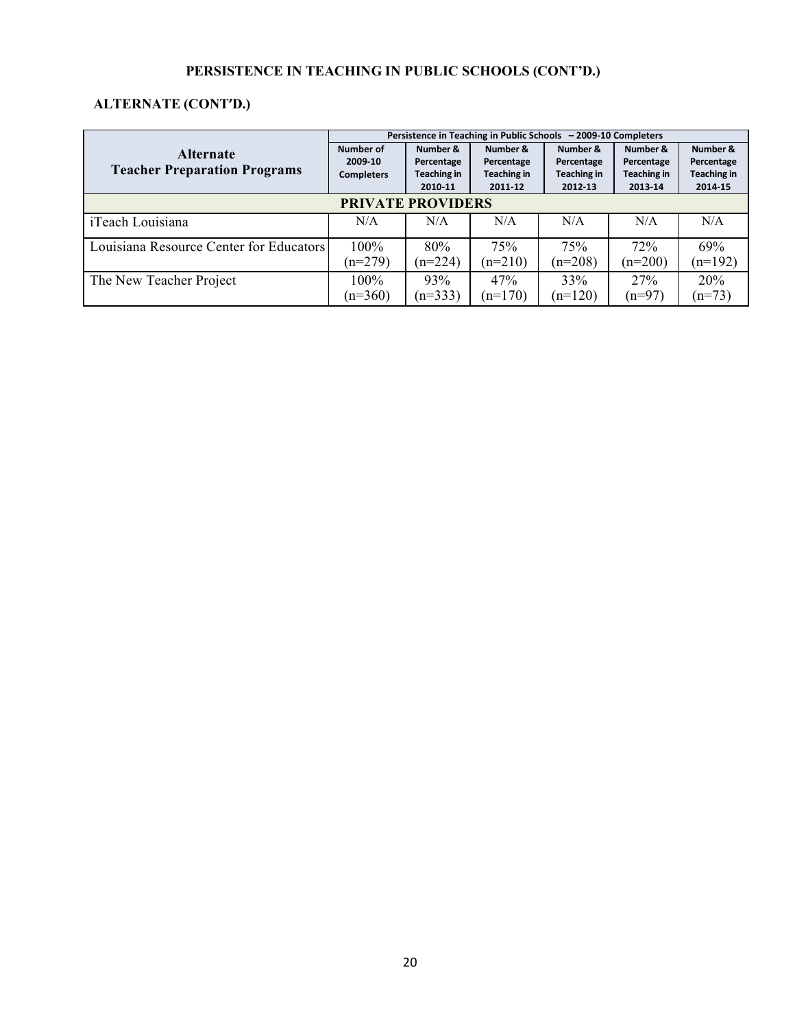## PERSISTENCE IN TEACHING IN PUBLIC SCHOOLS (CONT'D.)

### ALTERNATE (CONT'D.)

| Alternate Teacher Preparation Programs | Persistence in Teaching in Public Schools – 2009-10 Completers | | | | | |
|---|---|---|---|---|---|---|
| | Number of 2009-10 Completers | Number & Percentage Teaching in 2010-11 | Number & Percentage Teaching in 2011-12 | Number & Percentage Teaching in 2012-13 | Number & Percentage Teaching in 2013-14 | Number & Percentage Teaching in 2014-15 |
| **PRIVATE PROVIDERS** | | | | | | |
| iTeach Louisiana | N/A | N/A | N/A | N/A | N/A | N/A |
| Louisiana Resource Center for Educators | 100% (n=279) | 80% (n=224) | 75% (n=210) | 75% (n=208) | 72% (n=200) | 69% (n=192) |
| The New Teacher Project | 100% (n=360) | 93% (n=333) | 47% (n=170) | 33% (n=120) | 27% (n=97) | 20% (n=73) |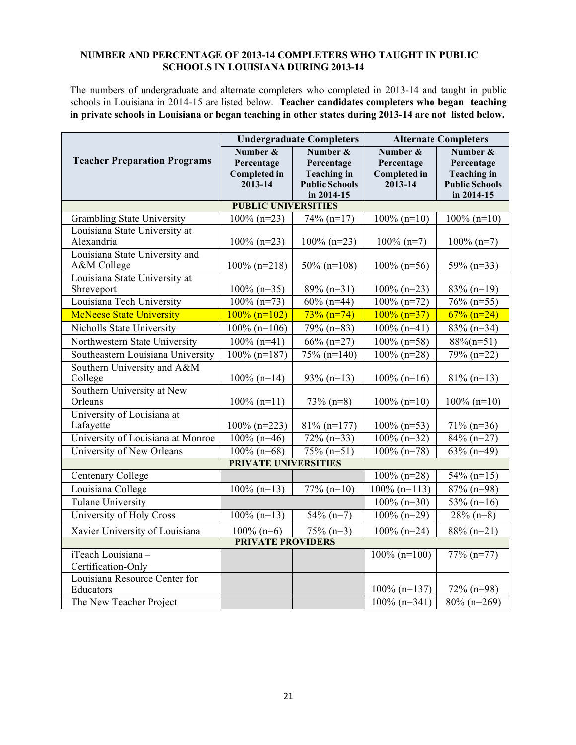**NUMBER AND PERCENTAGE OF 2013-14 COMPLETERS WHO TAUGHT IN PUBLIC SCHOOLS IN LOUISIANA DURING 2013-14**

The numbers of undergraduate and alternate completers who completed in 2013-14 and taught in public schools in Louisiana in 2014-15 are listed below. **Teacher candidates completers who began teaching in private schools in Louisiana or began teaching in other states during 2013-14 are not listed below.**

| Teacher Preparation Programs | Undergraduate Completers | | Alternate Completers | |
|---|---|---|---|---|
| | Number & Percentage Completed in 2013-14 | Number & Percentage Teaching in Public Schools in 2014-15 | Number & Percentage Completed in 2013-14 | Number & Percentage Teaching in Public Schools in 2014-15 |
| **PUBLIC UNIVERSITIES** | | | | |
| Grambling State University | 100% (n=23) | 74% (n=17) | 100% (n=10) | 100% (n=10) |
| Louisiana State University at Alexandria | 100% (n=23) | 100% (n=23) | 100% (n=7) | 100% (n=7) |
| Louisiana State University and A&M College | 100% (n=218) | 50% (n=108) | 100% (n=56) | 59% (n=33) |
| Louisiana State University at Shreveport | 100% (n=35) | 89% (n=31) | 100% (n=23) | 83% (n=19) |
| Louisiana Tech University | 100% (n=73) | 60% (n=44) | 100% (n=72) | 76% (n=55) |
| McNeese State University | 100% (n=102) | 73% (n=74) | 100% (n=37) | 67% (n=24) |
| Nicholls State University | 100% (n=106) | 79% (n=83) | 100% (n=41) | 83% (n=34) |
| Northwestern State University | 100% (n=41) | 66% (n=27) | 100% (n=58) | 88%(n=51) |
| Southeastern Louisiana University | 100% (n=187) | 75% (n=140) | 100% (n=28) | 79% (n=22) |
| Southern University and A&M College | 100% (n=14) | 93% (n=13) | 100% (n=16) | 81% (n=13) |
| Southern University at New Orleans | 100% (n=11) | 73% (n=8) | 100% (n=10) | 100% (n=10) |
| University of Louisiana at Lafayette | 100% (n=223) | 81% (n=177) | 100% (n=53) | 71% (n=36) |
| University of Louisiana at Monroe | 100% (n=46) | 72% (n=33) | 100% (n=32) | 84% (n=27) |
| University of New Orleans | 100% (n=68) | 75% (n=51) | 100% (n=78) | 63% (n=49) |
| **PRIVATE UNIVERSITIES** | | | | |
| Centenary College | | | 100% (n=28) | 54% (n=15) |
| Louisiana College | 100% (n=13) | 77% (n=10) | 100% (n=113) | 87% (n=98) |
| Tulane University | | | 100% (n=30) | 53% (n=16) |
| University of Holy Cross | 100% (n=13) | 54% (n=7) | 100% (n=29) | 28% (n=8) |
| Xavier University of Louisiana | 100% (n=6) | 75% (n=3) | 100% (n=24) | 88% (n=21) |
| **PRIVATE PROVIDERS** | | | | |
| iTeach Louisiana – Certification-Only | | | 100% (n=100) | 77% (n=77) |
| Louisiana Resource Center for Educators | | | 100% (n=137) | 72% (n=98) |
| The New Teacher Project | | | 100% (n=341) | 80% (n=269) |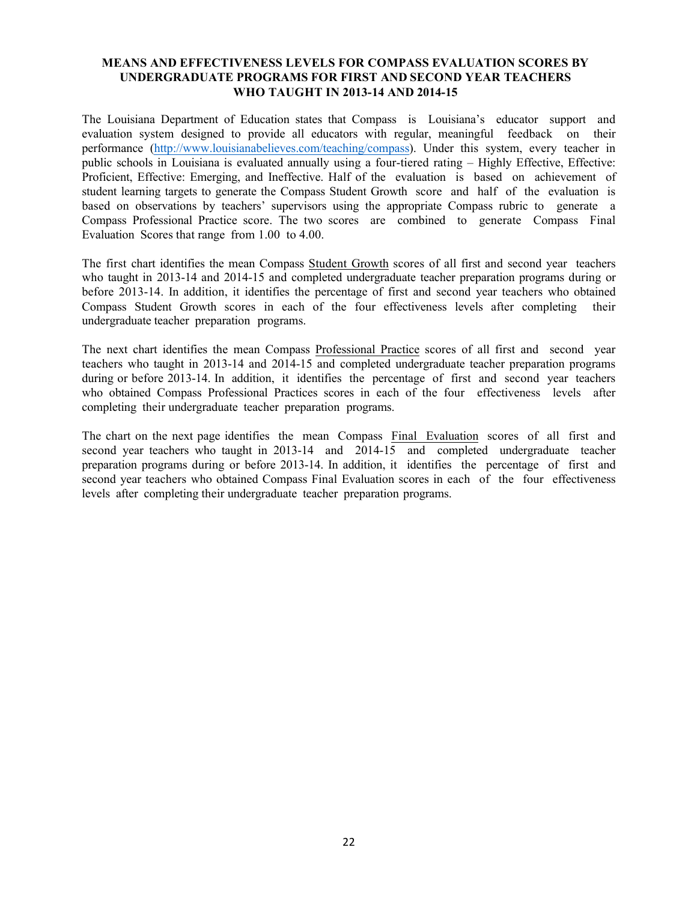## MEANS AND EFFECTIVENESS LEVELS FOR COMPASS EVALUATION SCORES BY UNDERGRADUATE PROGRAMS FOR FIRST AND SECOND YEAR TEACHERS WHO TAUGHT IN 2013-14 AND 2014-15

The Louisiana Department of Education states that Compass is Louisiana's educator support and evaluation system designed to provide all educators with regular, meaningful feedback on their performance (http://www.louisianabelieves.com/teaching/compass). Under this system, every teacher in public schools in Louisiana is evaluated annually using a four-tiered rating – Highly Effective, Effective: Proficient, Effective: Emerging, and Ineffective. Half of the evaluation is based on achievement of student learning targets to generate the Compass Student Growth score and half of the evaluation is based on observations by teachers' supervisors using the appropriate Compass rubric to generate a Compass Professional Practice score. The two scores are combined to generate Compass Final Evaluation Scores that range from 1.00 to 4.00.

The first chart identifies the mean Compass <u>Student Growth</u> scores of all first and second year teachers who taught in 2013-14 and 2014-15 and completed undergraduate teacher preparation programs during or before 2013-14. In addition, it identifies the percentage of first and second year teachers who obtained Compass Student Growth scores in each of the four effectiveness levels after completing their undergraduate teacher preparation programs.

The next chart identifies the mean Compass <u>Professional Practice</u> scores of all first and second year teachers who taught in 2013-14 and 2014-15 and completed undergraduate teacher preparation programs during or before 2013-14. In addition, it identifies the percentage of first and second year teachers who obtained Compass Professional Practices scores in each of the four effectiveness levels after completing their undergraduate teacher preparation programs.

The chart on the next page identifies the mean Compass <u>Final Evaluation</u> scores of all first and second year teachers who taught in 2013-14 and 2014-15 and completed undergraduate teacher preparation programs during or before 2013-14. In addition, it identifies the percentage of first and second year teachers who obtained Compass Final Evaluation scores in each of the four effectiveness levels after completing their undergraduate teacher preparation programs.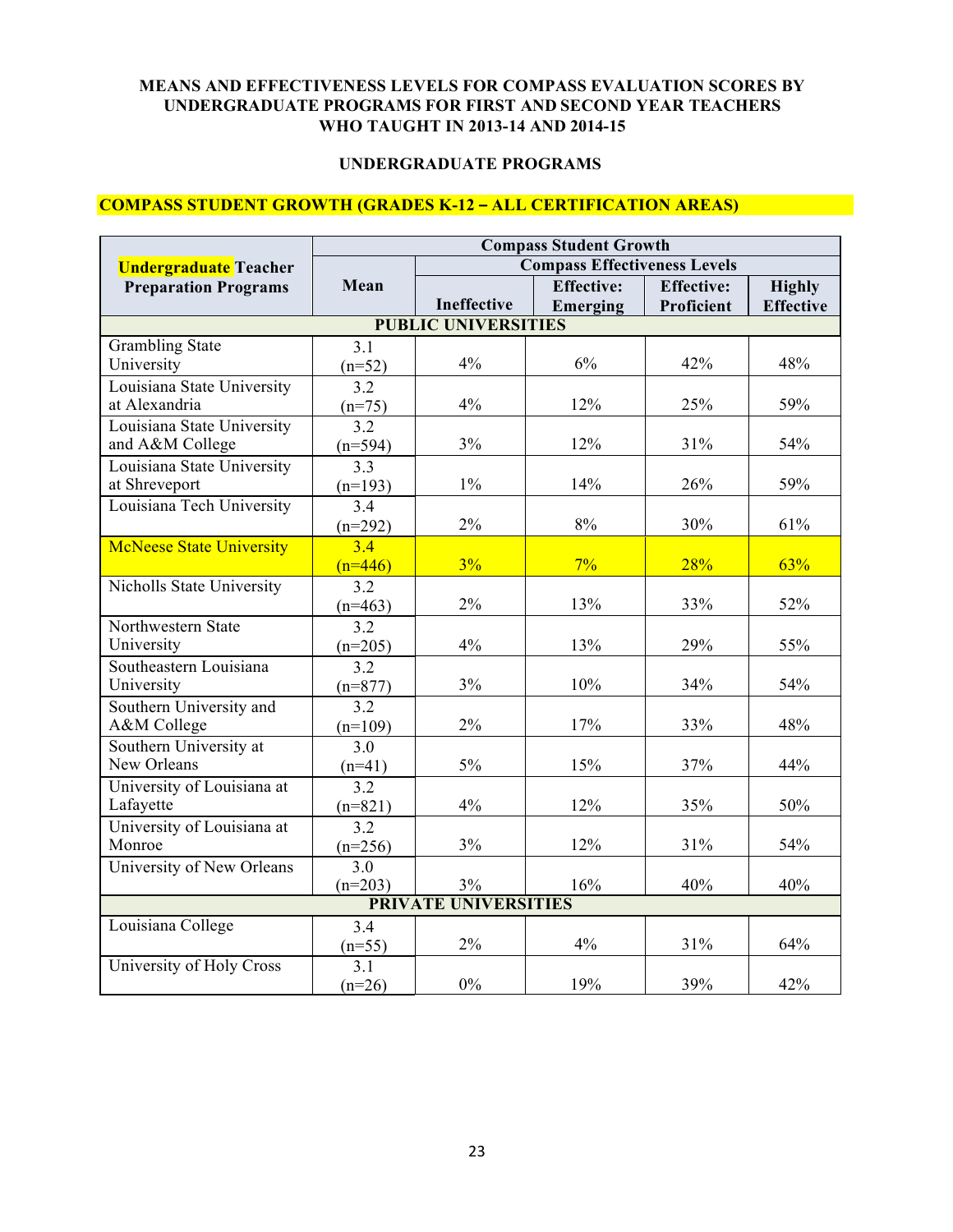**MEANS AND EFFECTIVENESS LEVELS FOR COMPASS EVALUATION SCORES BY UNDERGRADUATE PROGRAMS FOR FIRST AND SECOND YEAR TEACHERS WHO TAUGHT IN 2013-14 AND 2014-15**

**UNDERGRADUATE PROGRAMS**

**COMPASS STUDENT GROWTH (GRADES K-12 – ALL CERTIFICATION AREAS)**

| Undergraduate Teacher Preparation Programs | Compass Student Growth | | | | |
|---|---|---|---|---|---|
| | Mean | Compass Effectiveness Levels | | | |
| | | Ineffective | Effective: Emerging | Effective: Proficient | Highly Effective |
| **PUBLIC UNIVERSITIES** | | | | | |
| Grambling State University | 3.1 (n=52) | 4% | 6% | 42% | 48% |
| Louisiana State University at Alexandria | 3.2 (n=75) | 4% | 12% | 25% | 59% |
| Louisiana State University and A&M College | 3.2 (n=594) | 3% | 12% | 31% | 54% |
| Louisiana State University at Shreveport | 3.3 (n=193) | 1% | 14% | 26% | 59% |
| Louisiana Tech University | 3.4 (n=292) | 2% | 8% | 30% | 61% |
| McNeese State University | 3.4 (n=446) | 3% | 7% | 28% | 63% |
| Nicholls State University | 3.2 (n=463) | 2% | 13% | 33% | 52% |
| Northwestern State University | 3.2 (n=205) | 4% | 13% | 29% | 55% |
| Southeastern Louisiana University | 3.2 (n=877) | 3% | 10% | 34% | 54% |
| Southern University and A&M College | 3.2 (n=109) | 2% | 17% | 33% | 48% |
| Southern University at New Orleans | 3.0 (n=41) | 5% | 15% | 37% | 44% |
| University of Louisiana at Lafayette | 3.2 (n=821) | 4% | 12% | 35% | 50% |
| University of Louisiana at Monroe | 3.2 (n=256) | 3% | 12% | 31% | 54% |
| University of New Orleans | 3.0 (n=203) | 3% | 16% | 40% | 40% |
| **PRIVATE UNIVERSITIES** | | | | | |
| Louisiana College | 3.4 (n=55) | 2% | 4% | 31% | 64% |
| University of Holy Cross | 3.1 (n=26) | 0% | 19% | 39% | 42% |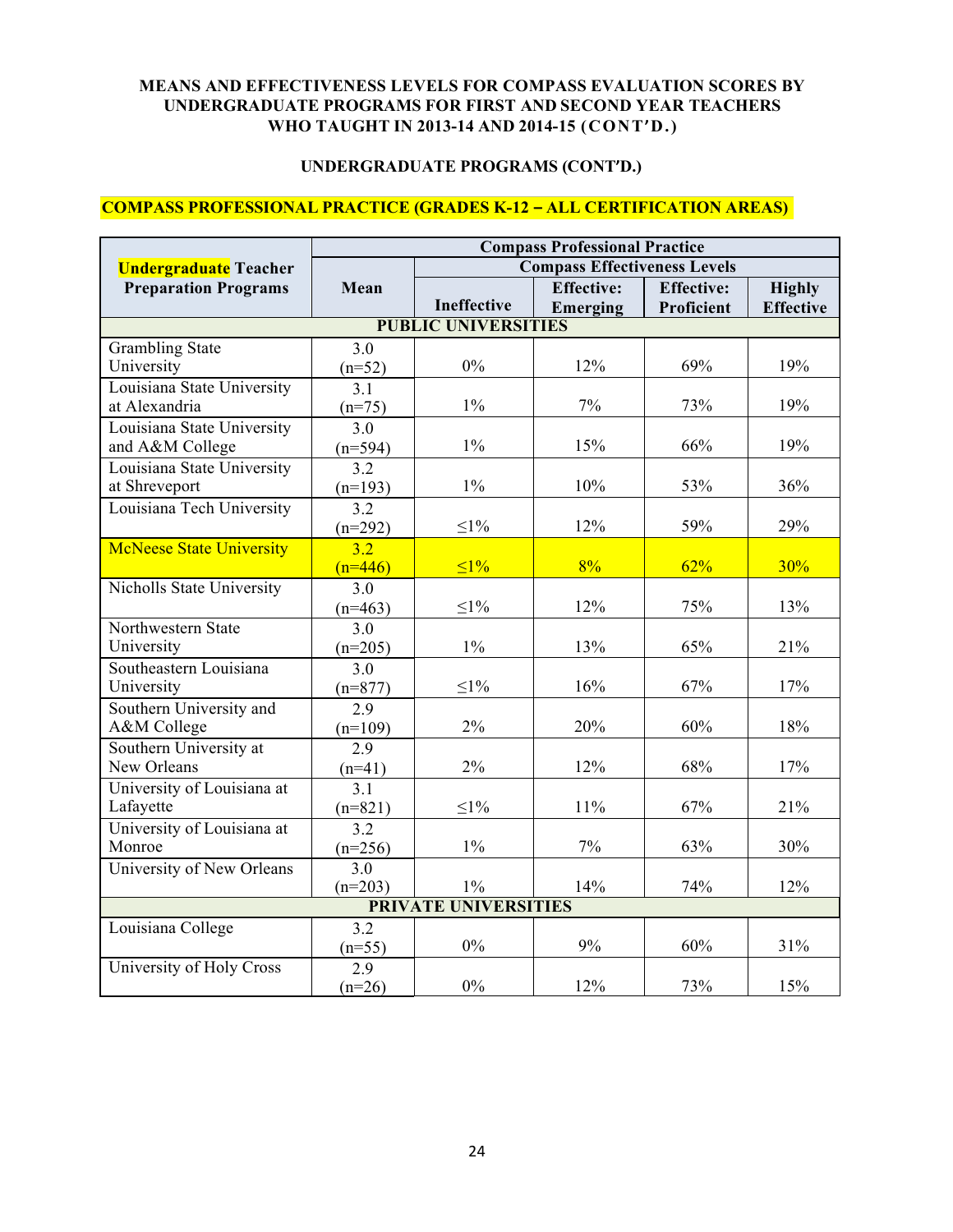**MEANS AND EFFECTIVENESS LEVELS FOR COMPASS EVALUATION SCORES BY UNDERGRADUATE PROGRAMS FOR FIRST AND SECOND YEAR TEACHERS WHO TAUGHT IN 2013-14 AND 2014-15 (CONT'D.)**

**UNDERGRADUATE PROGRAMS (CONT'D.)**

**COMPASS PROFESSIONAL PRACTICE (GRADES K-12 – ALL CERTIFICATION AREAS)**

| Undergraduate Teacher Preparation Programs | Compass Professional Practice | | | | |
|---|---|---|---|---|---|
| | Mean | Compass Effectiveness Levels | | | |
| | | Ineffective | Effective: Emerging | Effective: Proficient | Highly Effective |
| **PUBLIC UNIVERSITIES** | | | | | |
| Grambling State University | 3.0 (n=52) | 0% | 12% | 69% | 19% |
| Louisiana State University at Alexandria | 3.1 (n=75) | 1% | 7% | 73% | 19% |
| Louisiana State University and A&M College | 3.0 (n=594) | 1% | 15% | 66% | 19% |
| Louisiana State University at Shreveport | 3.2 (n=193) | 1% | 10% | 53% | 36% |
| Louisiana Tech University | 3.2 (n=292) | ≤1% | 12% | 59% | 29% |
| McNeese State University | 3.2 (n=446) | ≤1% | 8% | 62% | 30% |
| Nicholls State University | 3.0 (n=463) | ≤1% | 12% | 75% | 13% |
| Northwestern State University | 3.0 (n=205) | 1% | 13% | 65% | 21% |
| Southeastern Louisiana University | 3.0 (n=877) | ≤1% | 16% | 67% | 17% |
| Southern University and A&M College | 2.9 (n=109) | 2% | 20% | 60% | 18% |
| Southern University at New Orleans | 2.9 (n=41) | 2% | 12% | 68% | 17% |
| University of Louisiana at Lafayette | 3.1 (n=821) | ≤1% | 11% | 67% | 21% |
| University of Louisiana at Monroe | 3.2 (n=256) | 1% | 7% | 63% | 30% |
| University of New Orleans | 3.0 (n=203) | 1% | 14% | 74% | 12% |
| **PRIVATE UNIVERSITIES** | | | | | |
| Louisiana College | 3.2 (n=55) | 0% | 9% | 60% | 31% |
| University of Holy Cross | 2.9 (n=26) | 0% | 12% | 73% | 15% |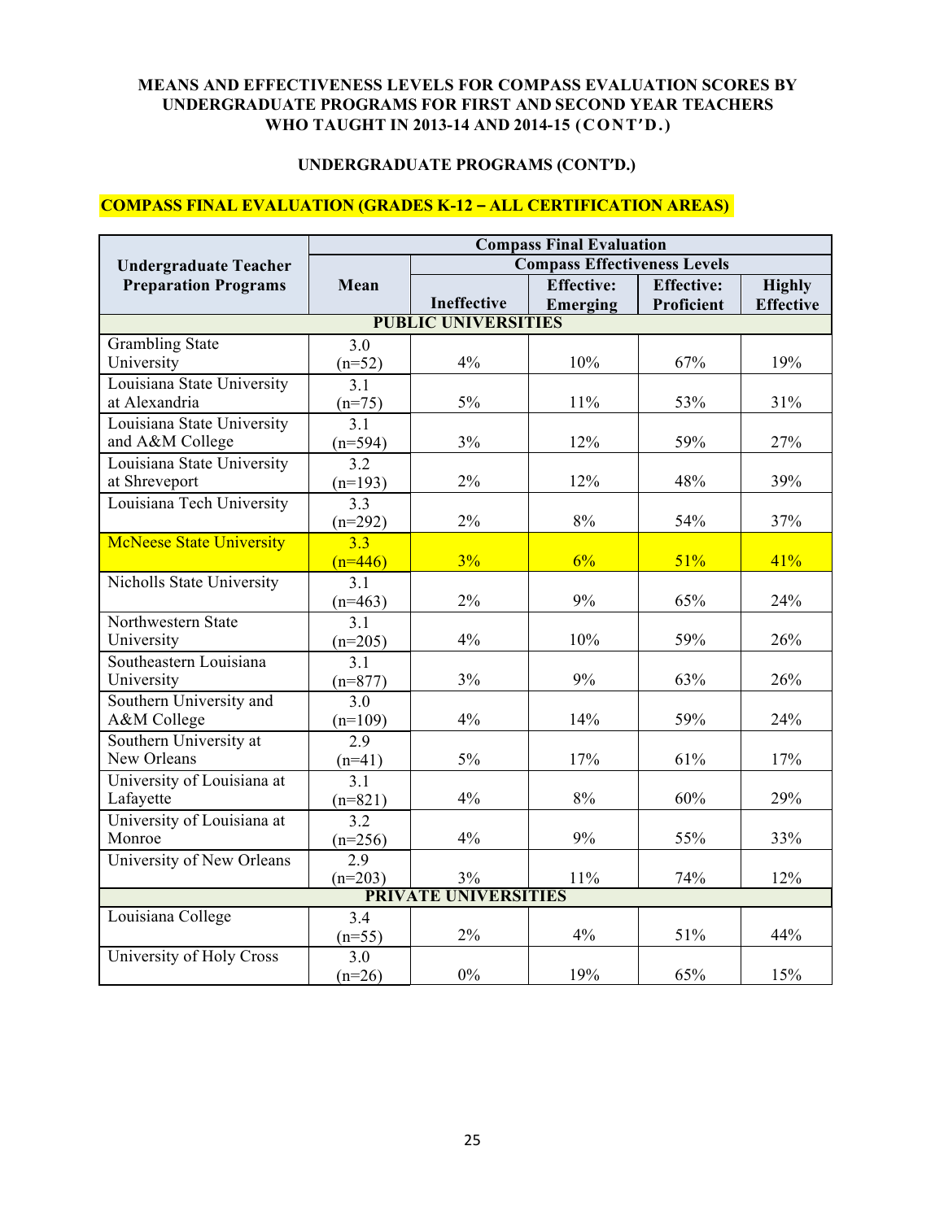**MEANS AND EFFECTIVENESS LEVELS FOR COMPASS EVALUATION SCORES BY UNDERGRADUATE PROGRAMS FOR FIRST AND SECOND YEAR TEACHERS WHO TAUGHT IN 2013-14 AND 2014-15 (CONT'D.)**

**UNDERGRADUATE PROGRAMS (CONT'D.)**

**COMPASS FINAL EVALUATION (GRADES K-12 – ALL CERTIFICATION AREAS)**

| Undergraduate Teacher Preparation Programs | Compass Final Evaluation | | | | |
|---|---|---|---|---|---|
| | Mean | Compass Effectiveness Levels | | | |
| | | Ineffective | Effective: Emerging | Effective: Proficient | Highly Effective |
| **PUBLIC UNIVERSITIES** | | | | | |
| Grambling State University | 3.0 (n=52) | 4% | 10% | 67% | 19% |
| Louisiana State University at Alexandria | 3.1 (n=75) | 5% | 11% | 53% | 31% |
| Louisiana State University and A&M College | 3.1 (n=594) | 3% | 12% | 59% | 27% |
| Louisiana State University at Shreveport | 3.2 (n=193) | 2% | 12% | 48% | 39% |
| Louisiana Tech University | 3.3 (n=292) | 2% | 8% | 54% | 37% |
| McNeese State University | 3.3 (n=446) | 3% | 6% | 51% | 41% |
| Nicholls State University | 3.1 (n=463) | 2% | 9% | 65% | 24% |
| Northwestern State University | 3.1 (n=205) | 4% | 10% | 59% | 26% |
| Southeastern Louisiana University | 3.1 (n=877) | 3% | 9% | 63% | 26% |
| Southern University and A&M College | 3.0 (n=109) | 4% | 14% | 59% | 24% |
| Southern University at New Orleans | 2.9 (n=41) | 5% | 17% | 61% | 17% |
| University of Louisiana at Lafayette | 3.1 (n=821) | 4% | 8% | 60% | 29% |
| University of Louisiana at Monroe | 3.2 (n=256) | 4% | 9% | 55% | 33% |
| University of New Orleans | 2.9 (n=203) | 3% | 11% | 74% | 12% |
| **PRIVATE UNIVERSITIES** | | | | | |
| Louisiana College | 3.4 (n=55) | 2% | 4% | 51% | 44% |
| University of Holy Cross | 3.0 (n=26) | 0% | 19% | 65% | 15% |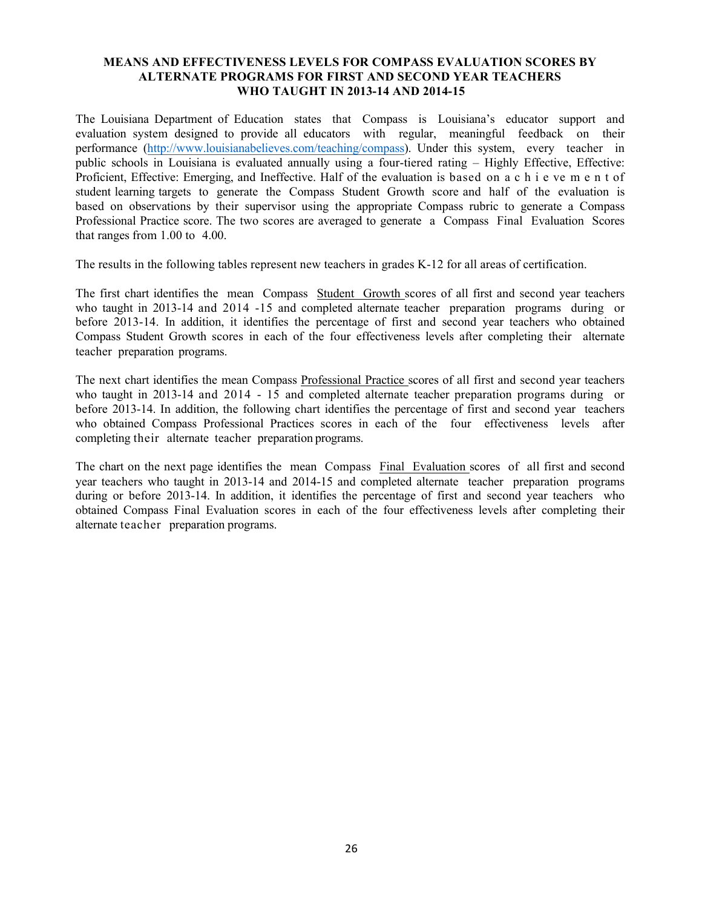### MEANS AND EFFECTIVENESS LEVELS FOR COMPASS EVALUATION SCORES BY ALTERNATE PROGRAMS FOR FIRST AND SECOND YEAR TEACHERS WHO TAUGHT IN 2013-14 AND 2014-15

The Louisiana Department of Education states that Compass is Louisiana's educator support and evaluation system designed to provide all educators with regular, meaningful feedback on their performance (http://www.louisianabelieves.com/teaching/compass). Under this system, every teacher in public schools in Louisiana is evaluated annually using a four-tiered rating – Highly Effective, Effective: Proficient, Effective: Emerging, and Ineffective. Half of the evaluation is based on achievement of student learning targets to generate the Compass Student Growth score and half of the evaluation is based on observations by their supervisor using the appropriate Compass rubric to generate a Compass Professional Practice score. The two scores are averaged to generate a Compass Final Evaluation Scores that ranges from 1.00 to 4.00.

The results in the following tables represent new teachers in grades K-12 for all areas of certification.

The first chart identifies the mean Compass Student Growth scores of all first and second year teachers who taught in 2013-14 and 2014 -15 and completed alternate teacher preparation programs during or before 2013-14. In addition, it identifies the percentage of first and second year teachers who obtained Compass Student Growth scores in each of the four effectiveness levels after completing their alternate teacher preparation programs.

The next chart identifies the mean Compass Professional Practice scores of all first and second year teachers who taught in 2013-14 and 2014 - 15 and completed alternate teacher preparation programs during or before 2013-14. In addition, the following chart identifies the percentage of first and second year teachers who obtained Compass Professional Practices scores in each of the four effectiveness levels after completing their alternate teacher preparation programs.

The chart on the next page identifies the mean Compass Final Evaluation scores of all first and second year teachers who taught in 2013-14 and 2014-15 and completed alternate teacher preparation programs during or before 2013-14. In addition, it identifies the percentage of first and second year teachers who obtained Compass Final Evaluation scores in each of the four effectiveness levels after completing their alternate teacher preparation programs.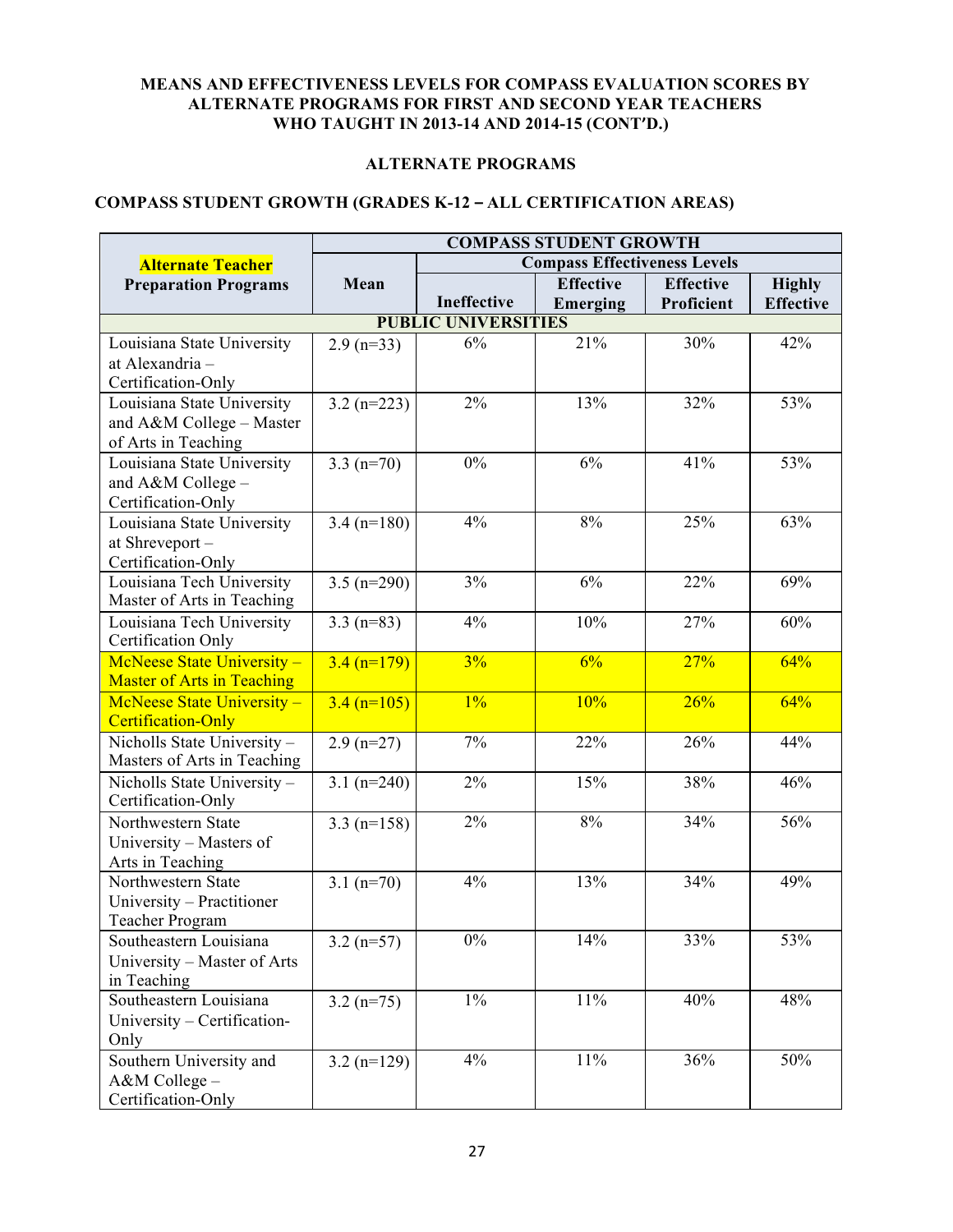**MEANS AND EFFECTIVENESS LEVELS FOR COMPASS EVALUATION SCORES BY ALTERNATE PROGRAMS FOR FIRST AND SECOND YEAR TEACHERS WHO TAUGHT IN 2013-14 AND 2014-15 (CONT'D.)**

**ALTERNATE PROGRAMS**

**COMPASS STUDENT GROWTH (GRADES K-12 – ALL CERTIFICATION AREAS)**

| Alternate Teacher Preparation Programs | COMPASS STUDENT GROWTH | | | | |
|---|---|---|---|---|---|
| | Mean | Compass Effectiveness Levels | | | |
| | | Ineffective | Effective Emerging | Effective Proficient | Highly Effective |
| **PUBLIC UNIVERSITIES** | | | | | |
| Louisiana State University at Alexandria – Certification-Only | 2.9 (n=33) | 6% | 21% | 30% | 42% |
| Louisiana State University and A&M College – Master of Arts in Teaching | 3.2 (n=223) | 2% | 13% | 32% | 53% |
| Louisiana State University and A&M College – Certification-Only | 3.3 (n=70) | 0% | 6% | 41% | 53% |
| Louisiana State University at Shreveport – Certification-Only | 3.4 (n=180) | 4% | 8% | 25% | 63% |
| Louisiana Tech University Master of Arts in Teaching | 3.5 (n=290) | 3% | 6% | 22% | 69% |
| Louisiana Tech University Certification Only | 3.3 (n=83) | 4% | 10% | 27% | 60% |
| McNeese State University – Master of Arts in Teaching | 3.4 (n=179) | 3% | 6% | 27% | 64% |
| McNeese State University – Certification-Only | 3.4 (n=105) | 1% | 10% | 26% | 64% |
| Nicholls State University – Masters of Arts in Teaching | 2.9 (n=27) | 7% | 22% | 26% | 44% |
| Nicholls State University – Certification-Only | 3.1 (n=240) | 2% | 15% | 38% | 46% |
| Northwestern State University – Masters of Arts in Teaching | 3.3 (n=158) | 2% | 8% | 34% | 56% |
| Northwestern State University – Practitioner Teacher Program | 3.1 (n=70) | 4% | 13% | 34% | 49% |
| Southeastern Louisiana University – Master of Arts in Teaching | 3.2 (n=57) | 0% | 14% | 33% | 53% |
| Southeastern Louisiana University – Certification-Only | 3.2 (n=75) | 1% | 11% | 40% | 48% |
| Southern University and A&M College – Certification-Only | 3.2 (n=129) | 4% | 11% | 36% | 50% |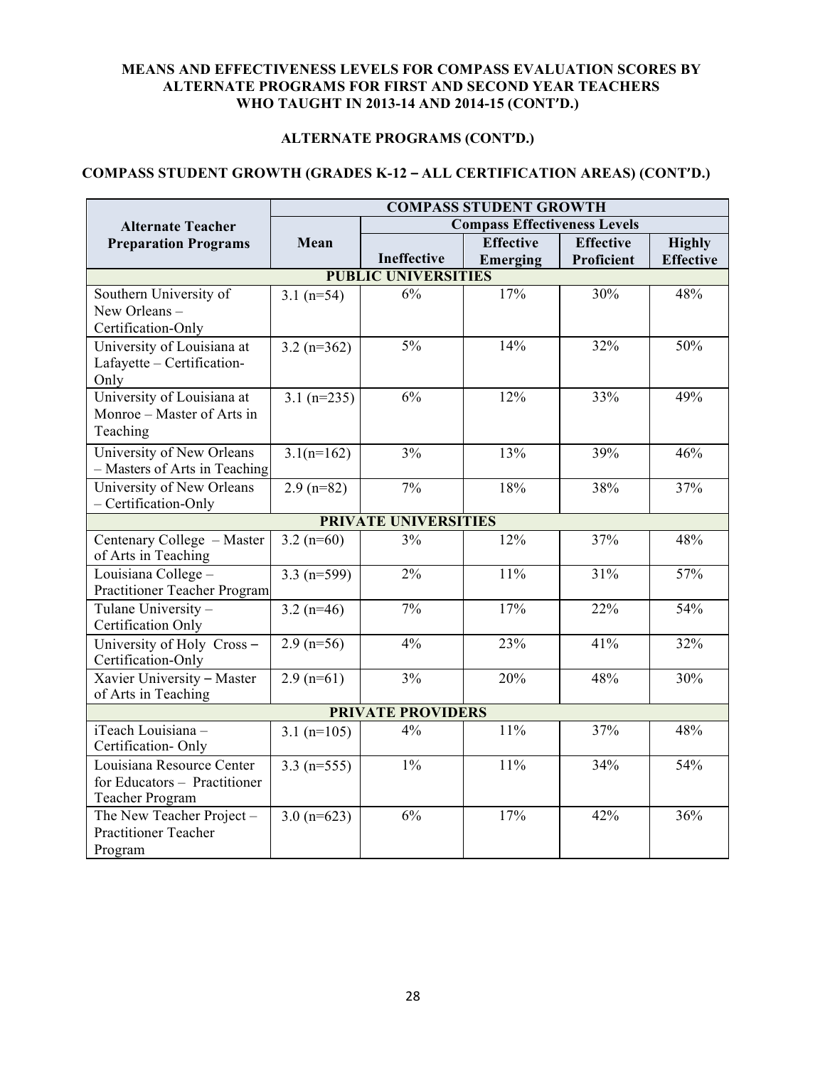**MEANS AND EFFECTIVENESS LEVELS FOR COMPASS EVALUATION SCORES BY ALTERNATE PROGRAMS FOR FIRST AND SECOND YEAR TEACHERS WHO TAUGHT IN 2013-14 AND 2014-15 (CONT'D.)**

**ALTERNATE PROGRAMS (CONT'D.)**

**COMPASS STUDENT GROWTH (GRADES K-12 – ALL CERTIFICATION AREAS) (CONT'D.)**

| Alternate Teacher Preparation Programs | COMPASS STUDENT GROWTH | | | | |
|---|---|---|---|---|---|
| | Mean | Compass Effectiveness Levels | | | |
| | | Ineffective | Effective Emerging | Effective Proficient | Highly Effective |
| **PUBLIC UNIVERSITIES** | | | | | |
| Southern University of New Orleans – Certification-Only | 3.1 (n=54) | 6% | 17% | 30% | 48% |
| University of Louisiana at Lafayette – Certification-Only | 3.2 (n=362) | 5% | 14% | 32% | 50% |
| University of Louisiana at Monroe – Master of Arts in Teaching | 3.1 (n=235) | 6% | 12% | 33% | 49% |
| University of New Orleans – Masters of Arts in Teaching | 3.1(n=162) | 3% | 13% | 39% | 46% |
| University of New Orleans – Certification-Only | 2.9 (n=82) | 7% | 18% | 38% | 37% |
| **PRIVATE UNIVERSITIES** | | | | | |
| Centenary College – Master of Arts in Teaching | 3.2 (n=60) | 3% | 12% | 37% | 48% |
| Louisiana College – Practitioner Teacher Program | 3.3 (n=599) | 2% | 11% | 31% | 57% |
| Tulane University – Certification Only | 3.2 (n=46) | 7% | 17% | 22% | 54% |
| University of Holy Cross – Certification-Only | 2.9 (n=56) | 4% | 23% | 41% | 32% |
| Xavier University – Master of Arts in Teaching | 2.9 (n=61) | 3% | 20% | 48% | 30% |
| **PRIVATE PROVIDERS** | | | | | |
| iTeach Louisiana – Certification- Only | 3.1 (n=105) | 4% | 11% | 37% | 48% |
| Louisiana Resource Center for Educators – Practitioner Teacher Program | 3.3 (n=555) | 1% | 11% | 34% | 54% |
| The New Teacher Project – Practitioner Teacher Program | 3.0 (n=623) | 6% | 17% | 42% | 36% |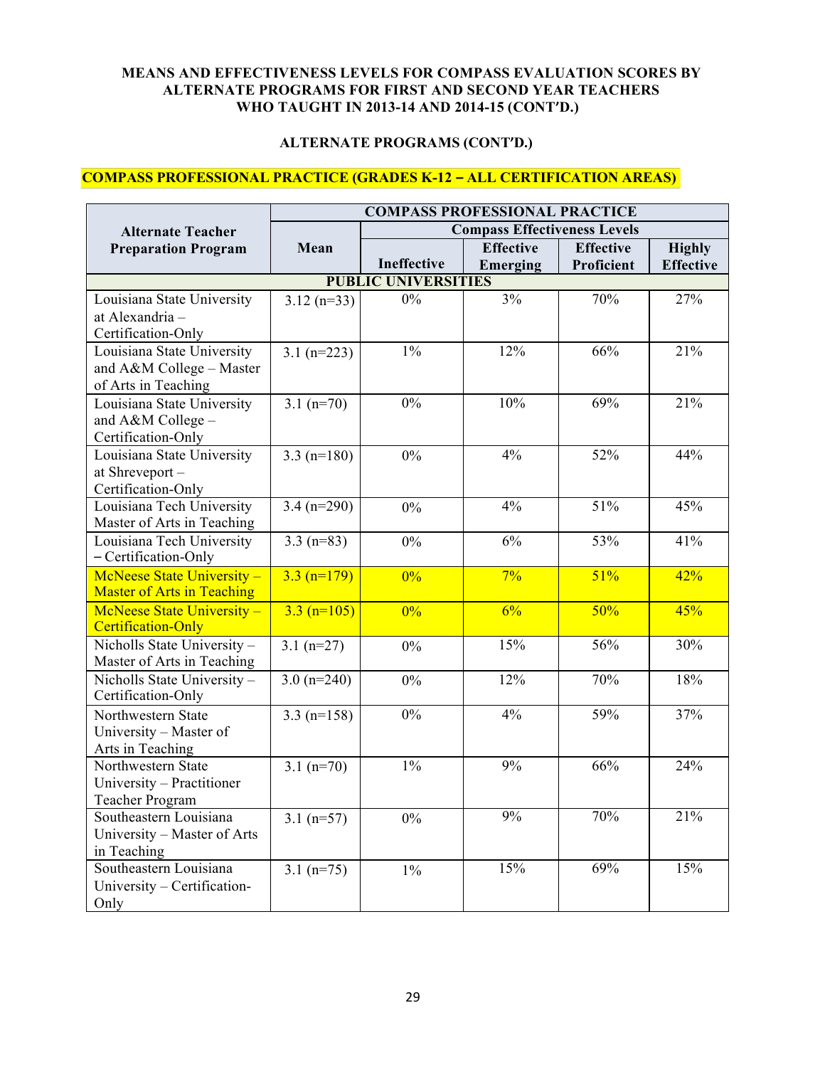**MEANS AND EFFECTIVENESS LEVELS FOR COMPASS EVALUATION SCORES BY ALTERNATE PROGRAMS FOR FIRST AND SECOND YEAR TEACHERS WHO TAUGHT IN 2013-14 AND 2014-15 (CONT'D.)**

**ALTERNATE PROGRAMS (CONT'D.)**

**COMPASS PROFESSIONAL PRACTICE (GRADES K-12 – ALL CERTIFICATION AREAS)**

| Alternate Teacher Preparation Program | COMPASS PROFESSIONAL PRACTICE | | | | |
|---|---|---|---|---|---|
| | Mean | Compass Effectiveness Levels | | | |
| | | Ineffective | Effective Emerging | Effective Proficient | Highly Effective |
| **PUBLIC UNIVERSITIES** | | | | | |
| Louisiana State University at Alexandria – Certification-Only | 3.12 (n=33) | 0% | 3% | 70% | 27% |
| Louisiana State University and A&M College – Master of Arts in Teaching | 3.1 (n=223) | 1% | 12% | 66% | 21% |
| Louisiana State University and A&M College – Certification-Only | 3.1 (n=70) | 0% | 10% | 69% | 21% |
| Louisiana State University at Shreveport – Certification-Only | 3.3 (n=180) | 0% | 4% | 52% | 44% |
| Louisiana Tech University Master of Arts in Teaching | 3.4 (n=290) | 0% | 4% | 51% | 45% |
| Louisiana Tech University – Certification-Only | 3.3 (n=83) | 0% | 6% | 53% | 41% |
| McNeese State University – Master of Arts in Teaching | 3.3 (n=179) | 0% | 7% | 51% | 42% |
| McNeese State University – Certification-Only | 3.3 (n=105) | 0% | 6% | 50% | 45% |
| Nicholls State University – Master of Arts in Teaching | 3.1 (n=27) | 0% | 15% | 56% | 30% |
| Nicholls State University – Certification-Only | 3.0 (n=240) | 0% | 12% | 70% | 18% |
| Northwestern State University – Master of Arts in Teaching | 3.3 (n=158) | 0% | 4% | 59% | 37% |
| Northwestern State University – Practitioner Teacher Program | 3.1 (n=70) | 1% | 9% | 66% | 24% |
| Southeastern Louisiana University – Master of Arts in Teaching | 3.1 (n=57) | 0% | 9% | 70% | 21% |
| Southeastern Louisiana University – Certification-Only | 3.1 (n=75) | 1% | 15% | 69% | 15% |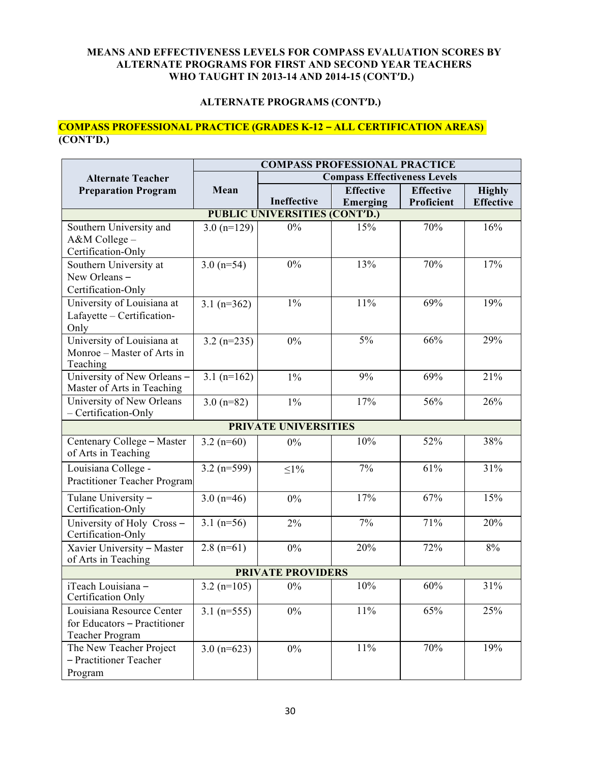**MEANS AND EFFECTIVENESS LEVELS FOR COMPASS EVALUATION SCORES BY ALTERNATE PROGRAMS FOR FIRST AND SECOND YEAR TEACHERS WHO TAUGHT IN 2013-14 AND 2014-15 (CONT'D.)**

**ALTERNATE PROGRAMS (CONT'D.)**

**COMPASS PROFESSIONAL PRACTICE (GRADES K-12 – ALL CERTIFICATION AREAS) (CONT'D.)**

| Alternate Teacher Preparation Program | COMPASS PROFESSIONAL PRACTICE | | | | |
|---|---|---|---|---|---|
| | Mean | Compass Effectiveness Levels | | | |
| | | Ineffective | Effective Emerging | Effective Proficient | Highly Effective |
| **PUBLIC UNIVERSITIES (CONT'D.)** | | | | | |
| Southern University and A&M College – Certification-Only | 3.0 (n=129) | 0% | 15% | 70% | 16% |
| Southern University at New Orleans – Certification-Only | 3.0 (n=54) | 0% | 13% | 70% | 17% |
| University of Louisiana at Lafayette – Certification-Only | 3.1 (n=362) | 1% | 11% | 69% | 19% |
| University of Louisiana at Monroe – Master of Arts in Teaching | 3.2 (n=235) | 0% | 5% | 66% | 29% |
| University of New Orleans – Master of Arts in Teaching | 3.1 (n=162) | 1% | 9% | 69% | 21% |
| University of New Orleans – Certification-Only | 3.0 (n=82) | 1% | 17% | 56% | 26% |
| **PRIVATE UNIVERSITIES** | | | | | |
| Centenary College – Master of Arts in Teaching | 3.2 (n=60) | 0% | 10% | 52% | 38% |
| Louisiana College - Practitioner Teacher Program | 3.2 (n=599) | ≤1% | 7% | 61% | 31% |
| Tulane University – Certification-Only | 3.0 (n=46) | 0% | 17% | 67% | 15% |
| University of Holy Cross – Certification-Only | 3.1 (n=56) | 2% | 7% | 71% | 20% |
| Xavier University – Master of Arts in Teaching | 2.8 (n=61) | 0% | 20% | 72% | 8% |
| **PRIVATE PROVIDERS** | | | | | |
| iTeach Louisiana – Certification Only | 3.2 (n=105) | 0% | 10% | 60% | 31% |
| Louisiana Resource Center for Educators – Practitioner Teacher Program | 3.1 (n=555) | 0% | 11% | 65% | 25% |
| The New Teacher Project – Practitioner Teacher Program | 3.0 (n=623) | 0% | 11% | 70% | 19% |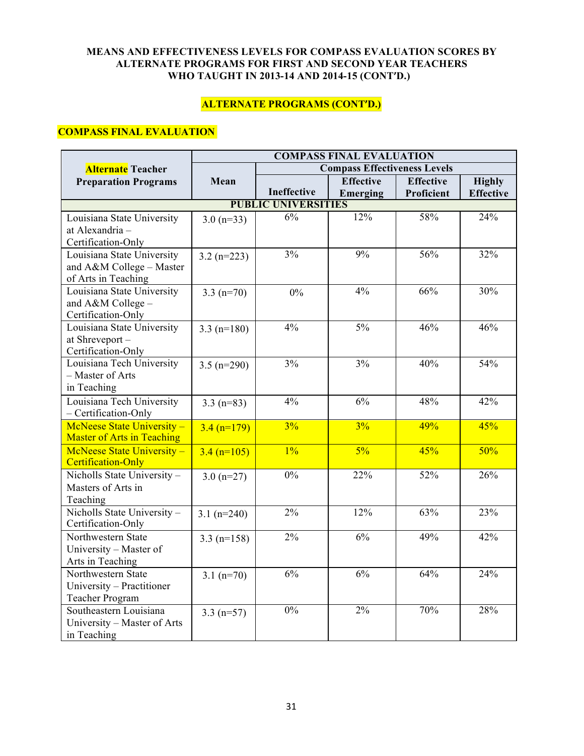**MEANS AND EFFECTIVENESS LEVELS FOR COMPASS EVALUATION SCORES BY ALTERNATE PROGRAMS FOR FIRST AND SECOND YEAR TEACHERS WHO TAUGHT IN 2013-14 AND 2014-15 (CONT'D.)**

**ALTERNATE PROGRAMS (CONT'D.)**

**COMPASS FINAL EVALUATION**

| Alternate Teacher Preparation Programs | COMPASS FINAL EVALUATION | | | | |
|---|---|---|---|---|---|
| | Mean | Compass Effectiveness Levels | | | |
| | | Ineffective | Effective Emerging | Effective Proficient | Highly Effective |
| **PUBLIC UNIVERSITIES** | | | | | |
| Louisiana State University at Alexandria – Certification-Only | 3.0 (n=33) | 6% | 12% | 58% | 24% |
| Louisiana State University and A&M College – Master of Arts in Teaching | 3.2 (n=223) | 3% | 9% | 56% | 32% |
| Louisiana State University and A&M College – Certification-Only | 3.3 (n=70) | 0% | 4% | 66% | 30% |
| Louisiana State University at Shreveport – Certification-Only | 3.3 (n=180) | 4% | 5% | 46% | 46% |
| Louisiana Tech University – Master of Arts in Teaching | 3.5 (n=290) | 3% | 3% | 40% | 54% |
| Louisiana Tech University – Certification-Only | 3.3 (n=83) | 4% | 6% | 48% | 42% |
| McNeese State University – Master of Arts in Teaching | 3.4 (n=179) | 3% | 3% | 49% | 45% |
| McNeese State University – Certification-Only | 3.4 (n=105) | 1% | 5% | 45% | 50% |
| Nicholls State University – Masters of Arts in Teaching | 3.0 (n=27) | 0% | 22% | 52% | 26% |
| Nicholls State University – Certification-Only | 3.1 (n=240) | 2% | 12% | 63% | 23% |
| Northwestern State University – Master of Arts in Teaching | 3.3 (n=158) | 2% | 6% | 49% | 42% |
| Northwestern State University – Practitioner Teacher Program | 3.1 (n=70) | 6% | 6% | 64% | 24% |
| Southeastern Louisiana University – Master of Arts in Teaching | 3.3 (n=57) | 0% | 2% | 70% | 28% |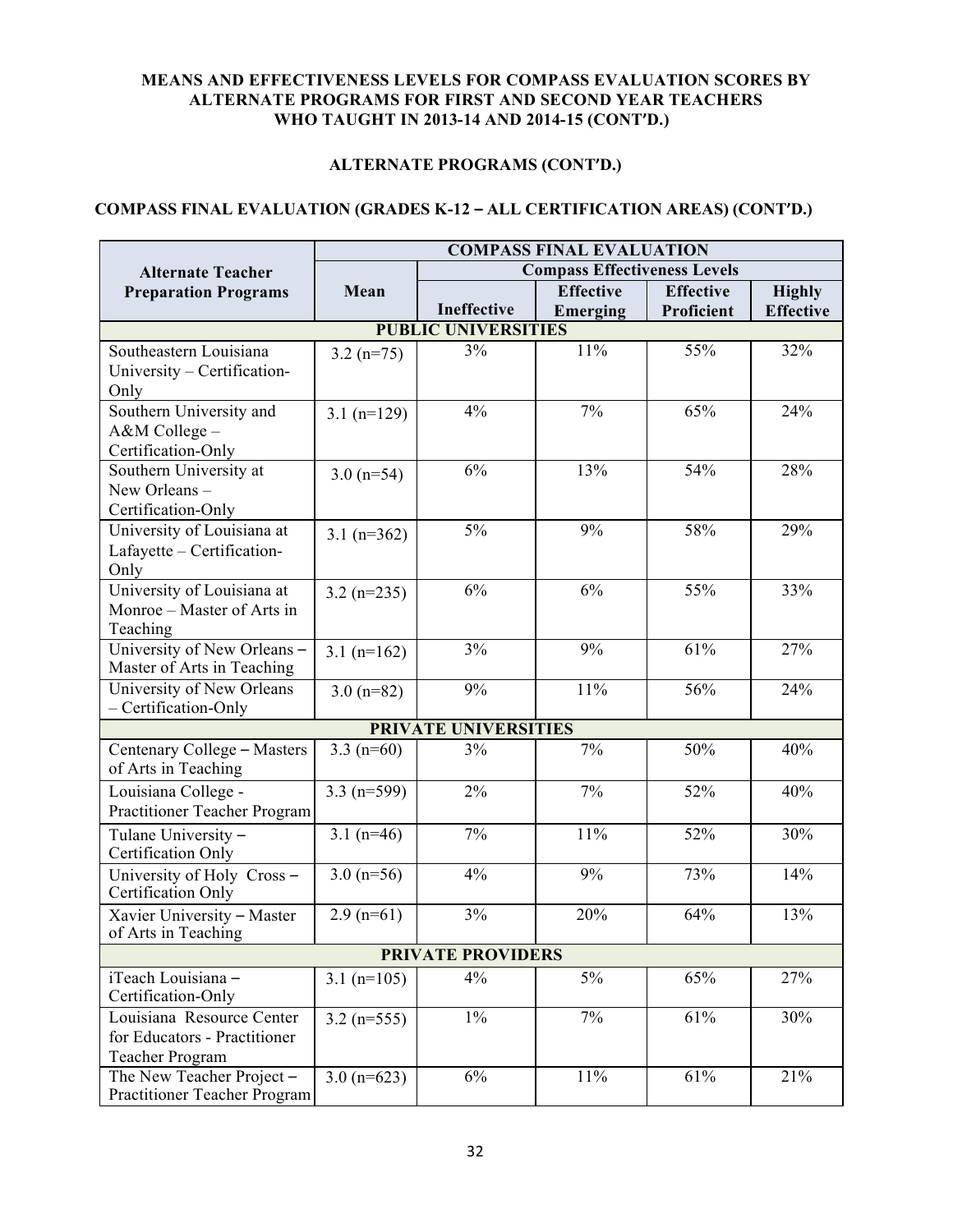**MEANS AND EFFECTIVENESS LEVELS FOR COMPASS EVALUATION SCORES BY ALTERNATE PROGRAMS FOR FIRST AND SECOND YEAR TEACHERS WHO TAUGHT IN 2013-14 AND 2014-15 (CONT'D.)**

**ALTERNATE PROGRAMS (CONT'D.)**

**COMPASS FINAL EVALUATION (GRADES K-12 – ALL CERTIFICATION AREAS) (CONT'D.)**

| Alternate Teacher Preparation Programs | COMPASS FINAL EVALUATION | | | | |
|---|---|---|---|---|---|
| | | Compass Effectiveness Levels | | | |
| | Mean | Ineffective | Effective Emerging | Effective Proficient | Highly Effective |
| **PUBLIC UNIVERSITIES** | | | | | |
| Southeastern Louisiana University – Certification-Only | 3.2 (n=75) | 3% | 11% | 55% | 32% |
| Southern University and A&M College – Certification-Only | 3.1 (n=129) | 4% | 7% | 65% | 24% |
| Southern University at New Orleans – Certification-Only | 3.0 (n=54) | 6% | 13% | 54% | 28% |
| University of Louisiana at Lafayette – Certification-Only | 3.1 (n=362) | 5% | 9% | 58% | 29% |
| University of Louisiana at Monroe – Master of Arts in Teaching | 3.2 (n=235) | 6% | 6% | 55% | 33% |
| University of New Orleans – Master of Arts in Teaching | 3.1 (n=162) | 3% | 9% | 61% | 27% |
| University of New Orleans – Certification-Only | 3.0 (n=82) | 9% | 11% | 56% | 24% |
| **PRIVATE UNIVERSITIES** | | | | | |
| Centenary College – Masters of Arts in Teaching | 3.3 (n=60) | 3% | 7% | 50% | 40% |
| Louisiana College - Practitioner Teacher Program | 3.3 (n=599) | 2% | 7% | 52% | 40% |
| Tulane University – Certification Only | 3.1 (n=46) | 7% | 11% | 52% | 30% |
| University of Holy Cross – Certification Only | 3.0 (n=56) | 4% | 9% | 73% | 14% |
| Xavier University – Master of Arts in Teaching | 2.9 (n=61) | 3% | 20% | 64% | 13% |
| **PRIVATE PROVIDERS** | | | | | |
| iTeach Louisiana – Certification-Only | 3.1 (n=105) | 4% | 5% | 65% | 27% |
| Louisiana Resource Center for Educators - Practitioner Teacher Program | 3.2 (n=555) | 1% | 7% | 61% | 30% |
| The New Teacher Project – Practitioner Teacher Program | 3.0 (n=623) | 6% | 11% | 61% | 21% |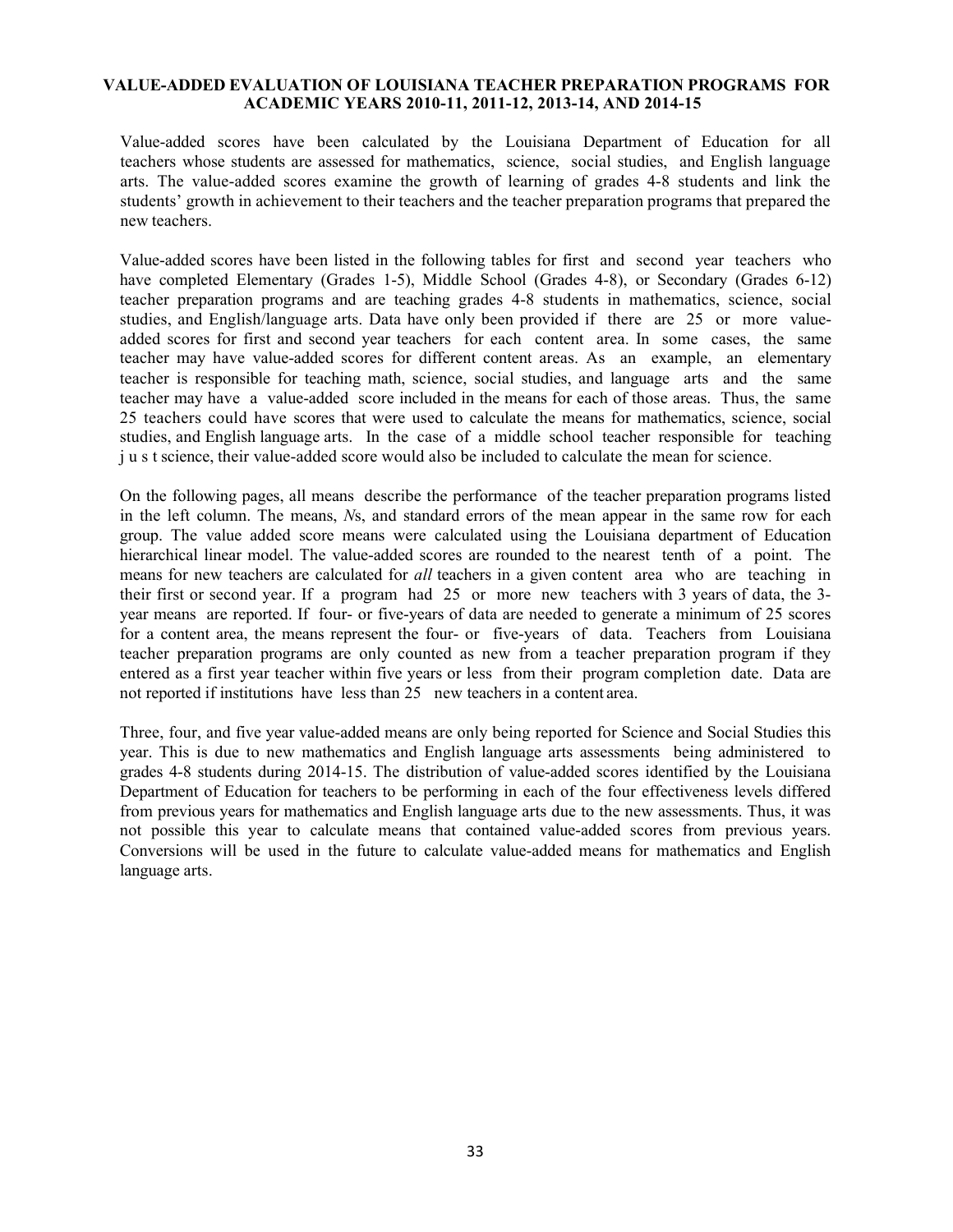# VALUE-ADDED EVALUATION OF LOUISIANA TEACHER PREPARATION PROGRAMS FOR ACADEMIC YEARS 2010-11, 2011-12, 2013-14, AND 2014-15

Value-added scores have been calculated by the Louisiana Department of Education for all teachers whose students are assessed for mathematics, science, social studies, and English language arts. The value-added scores examine the growth of learning of grades 4-8 students and link the students' growth in achievement to their teachers and the teacher preparation programs that prepared the new teachers.

Value-added scores have been listed in the following tables for first and second year teachers who have completed Elementary (Grades 1-5), Middle School (Grades 4-8), or Secondary (Grades 6-12) teacher preparation programs and are teaching grades 4-8 students in mathematics, science, social studies, and English/language arts. Data have only been provided if there are 25 or more value-added scores for first and second year teachers for each content area. In some cases, the same teacher may have value-added scores for different content areas. As an example, an elementary teacher is responsible for teaching math, science, social studies, and language arts and the same teacher may have a value-added score included in the means for each of those areas. Thus, the same 25 teachers could have scores that were used to calculate the means for mathematics, science, social studies, and English language arts. In the case of a middle school teacher responsible for teaching just science, their value-added score would also be included to calculate the mean for science.

On the following pages, all means describe the performance of the teacher preparation programs listed in the left column. The means, *N*s, and standard errors of the mean appear in the same row for each group. The value added score means were calculated using the Louisiana department of Education hierarchical linear model. The value-added scores are rounded to the nearest tenth of a point. The means for new teachers are calculated for *all* teachers in a given content area who are teaching in their first or second year. If a program had 25 or more new teachers with 3 years of data, the 3-year means are reported. If four- or five-years of data are needed to generate a minimum of 25 scores for a content area, the means represent the four- or five-years of data. Teachers from Louisiana teacher preparation programs are only counted as new from a teacher preparation program if they entered as a first year teacher within five years or less from their program completion date. Data are not reported if institutions have less than 25 new teachers in a content area.

Three, four, and five year value-added means are only being reported for Science and Social Studies this year. This is due to new mathematics and English language arts assessments being administered to grades 4-8 students during 2014-15. The distribution of value-added scores identified by the Louisiana Department of Education for teachers to be performing in each of the four effectiveness levels differed from previous years for mathematics and English language arts due to the new assessments. Thus, it was not possible this year to calculate means that contained value-added scores from previous years. Conversions will be used in the future to calculate value-added means for mathematics and English language arts.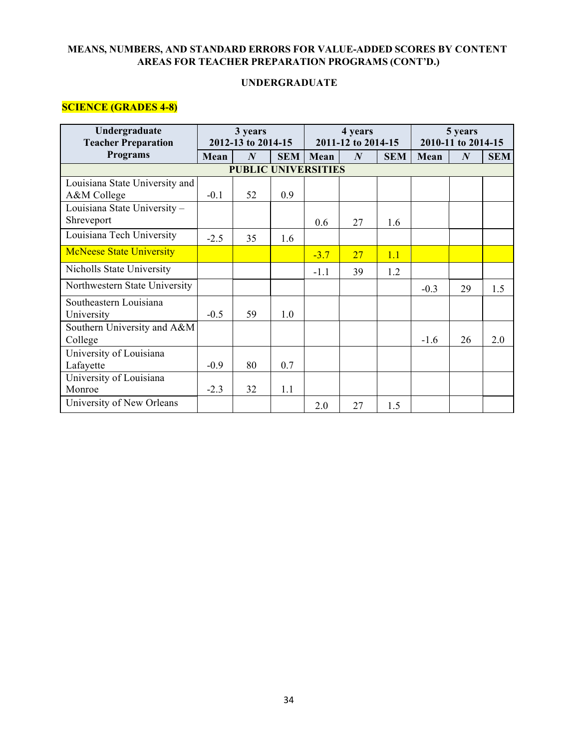**MEANS, NUMBERS, AND STANDARD ERRORS FOR VALUE-ADDED SCORES BY CONTENT AREAS FOR TEACHER PREPARATION PROGRAMS (CONT'D.)**

**UNDERGRADUATE**

**SCIENCE (GRADES 4-8)**

| Undergraduate Teacher Preparation Programs | 3 years 2012-13 to 2014-15 | | | 4 years 2011-12 to 2014-15 | | | 5 years 2010-11 to 2014-15 | | |
|---|---|---|---|---|---|---|---|---|---|
| | Mean | *N* | SEM | Mean | *N* | SEM | Mean | *N* | SEM |
| **PUBLIC UNIVERSITIES** | | | | | | | | | |
| Louisiana State University and A&M College | -0.1 | 52 | 0.9 | | | | | | |
| Louisiana State University – Shreveport | | | | 0.6 | 27 | 1.6 | | | |
| Louisiana Tech University | -2.5 | 35 | 1.6 | | | | | | |
| McNeese State University | | | | -3.7 | 27 | 1.1 | | | |
| Nicholls State University | | | | -1.1 | 39 | 1.2 | | | |
| Northwestern State University | | | | | | | -0.3 | 29 | 1.5 |
| Southeastern Louisiana University | -0.5 | 59 | 1.0 | | | | | | |
| Southern University and A&M College | | | | | | | -1.6 | 26 | 2.0 |
| University of Louisiana Lafayette | -0.9 | 80 | 0.7 | | | | | | |
| University of Louisiana Monroe | -2.3 | 32 | 1.1 | | | | | | |
| University of New Orleans | | | | 2.0 | 27 | 1.5 | | | |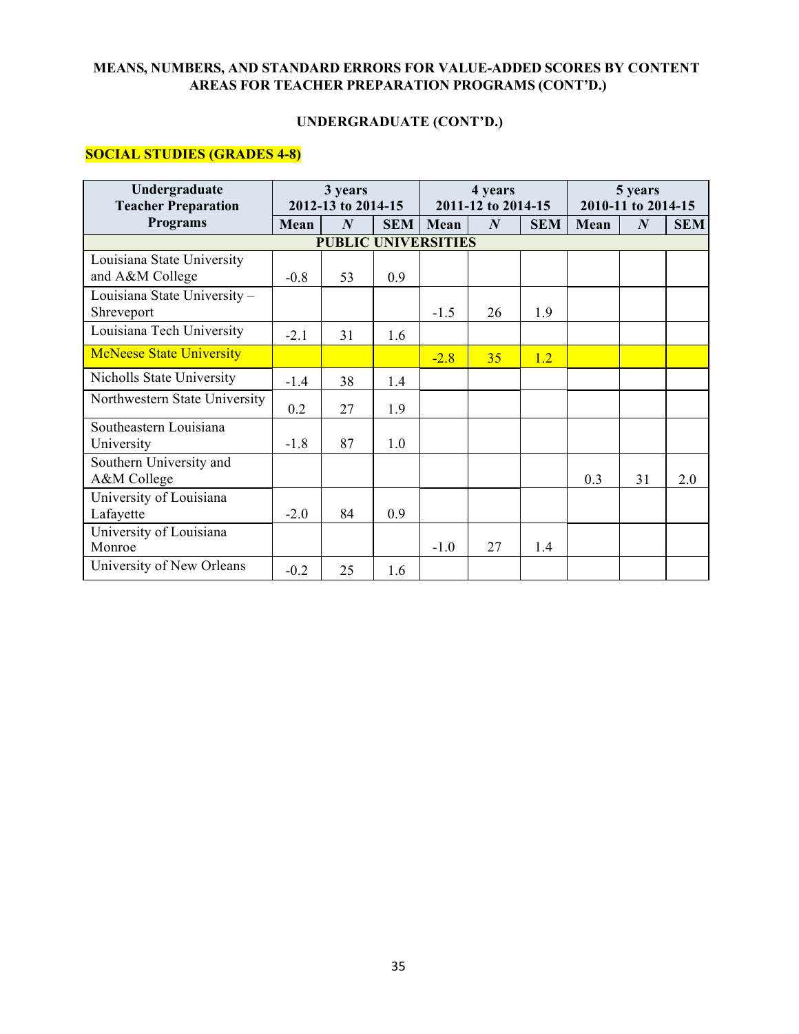**MEANS, NUMBERS, AND STANDARD ERRORS FOR VALUE-ADDED SCORES BY CONTENT AREAS FOR TEACHER PREPARATION PROGRAMS (CONT'D.)**

**UNDERGRADUATE (CONT'D.)**

**SOCIAL STUDIES (GRADES 4-8)**

| Undergraduate Teacher Preparation Programs | 3 years 2012-13 to 2014-15 | | | 4 years 2011-12 to 2014-15 | | | 5 years 2010-11 to 2014-15 | | |
|---|---|---|---|---|---|---|---|---|---|
| | Mean | *N* | SEM | Mean | *N* | SEM | Mean | *N* | SEM |
| **PUBLIC UNIVERSITIES** | | | | | | | | | |
| Louisiana State University and A&M College | -0.8 | 53 | 0.9 | | | | | | |
| Louisiana State University – Shreveport | | | | -1.5 | 26 | 1.9 | | | |
| Louisiana Tech University | -2.1 | 31 | 1.6 | | | | | | |
| McNeese State University | | | | -2.8 | 35 | 1.2 | | | |
| Nicholls State University | -1.4 | 38 | 1.4 | | | | | | |
| Northwestern State University | 0.2 | 27 | 1.9 | | | | | | |
| Southeastern Louisiana University | -1.8 | 87 | 1.0 | | | | | | |
| Southern University and A&M College | | | | | | | 0.3 | 31 | 2.0 |
| University of Louisiana Lafayette | -2.0 | 84 | 0.9 | | | | | | |
| University of Louisiana Monroe | | | | -1.0 | 27 | 1.4 | | | |
| University of New Orleans | -0.2 | 25 | 1.6 | | | | | | |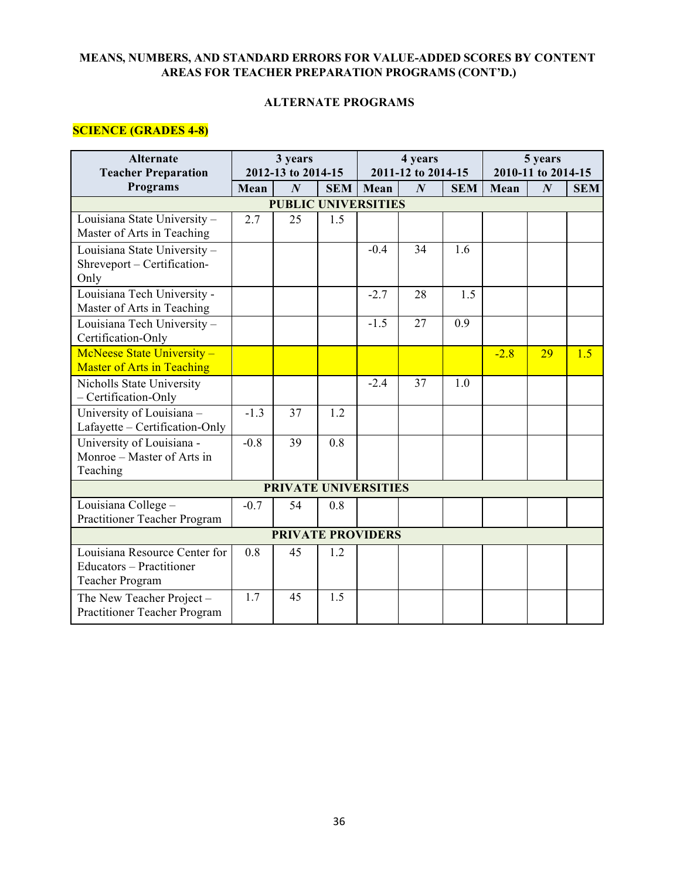**MEANS, NUMBERS, AND STANDARD ERRORS FOR VALUE-ADDED SCORES BY CONTENT AREAS FOR TEACHER PREPARATION PROGRAMS (CONT'D.)**

**ALTERNATE PROGRAMS**

**SCIENCE (GRADES 4-8)**

| Alternate Teacher Preparation Programs | 3 years 2012-13 to 2014-15 | | | 4 years 2011-12 to 2014-15 | | | 5 years 2010-11 to 2014-15 | | |
|---|---|---|---|---|---|---|---|---|---|
| | Mean | *N* | SEM | Mean | *N* | SEM | Mean | *N* | SEM |
| **PUBLIC UNIVERSITIES** | | | | | | | | | |
| Louisiana State University – Master of Arts in Teaching | 2.7 | 25 | 1.5 | | | | | | |
| Louisiana State University – Shreveport – Certification-Only | | | | -0.4 | 34 | 1.6 | | | |
| Louisiana Tech University - Master of Arts in Teaching | | | | -2.7 | 28 | 1.5 | | | |
| Louisiana Tech University – Certification-Only | | | | -1.5 | 27 | 0.9 | | | |
| McNeese State University – Master of Arts in Teaching | | | | | | | -2.8 | 29 | 1.5 |
| Nicholls State University – Certification-Only | | | | -2.4 | 37 | 1.0 | | | |
| University of Louisiana – Lafayette – Certification-Only | -1.3 | 37 | 1.2 | | | | | | |
| University of Louisiana - Monroe – Master of Arts in Teaching | -0.8 | 39 | 0.8 | | | | | | |
| **PRIVATE UNIVERSITIES** | | | | | | | | | |
| Louisiana College – Practitioner Teacher Program | -0.7 | 54 | 0.8 | | | | | | |
| **PRIVATE PROVIDERS** | | | | | | | | | |
| Louisiana Resource Center for Educators – Practitioner Teacher Program | 0.8 | 45 | 1.2 | | | | | | |
| The New Teacher Project – Practitioner Teacher Program | 1.7 | 45 | 1.5 | | | | | | |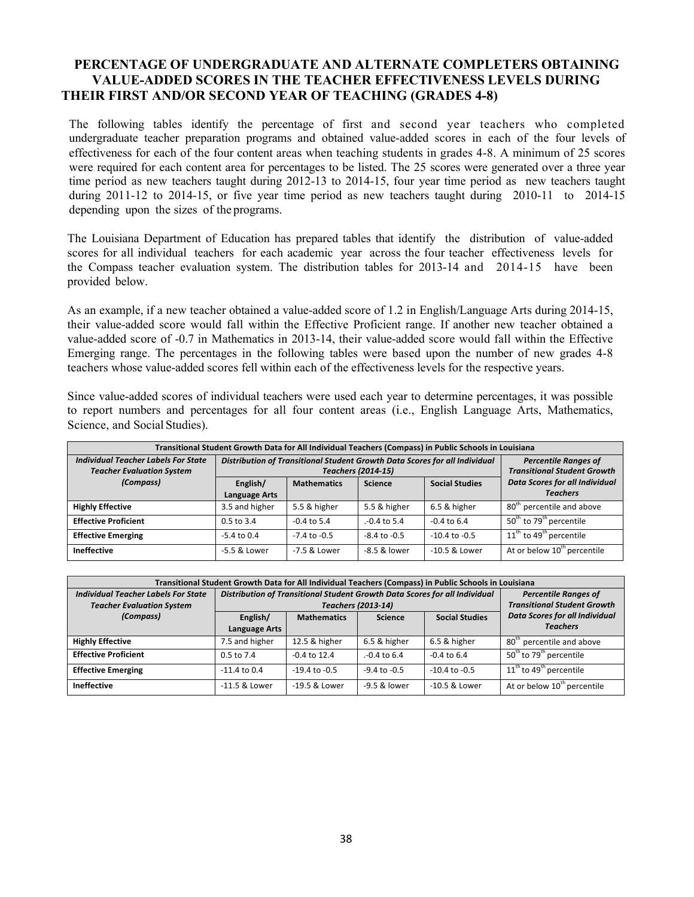## PERCENTAGE OF UNDERGRADUATE AND ALTERNATE COMPLETERS OBTAINING VALUE-ADDED SCORES IN THE TEACHER EFFECTIVENESS LEVELS DURING THEIR FIRST AND/OR SECOND YEAR OF TEACHING (GRADES 4-8)

The following tables identify the percentage of first and second year teachers who completed undergraduate teacher preparation programs and obtained value-added scores in each of the four levels of effectiveness for each of the four content areas when teaching students in grades 4-8. A minimum of 25 scores were required for each content area for percentages to be listed. The 25 scores were generated over a three year time period as new teachers taught during 2012-13 to 2014-15, four year time period as new teachers taught during 2011-12 to 2014-15, or five year time period as new teachers taught during 2010-11 to 2014-15 depending upon the sizes of the programs.

The Louisiana Department of Education has prepared tables that identify the distribution of value-added scores for all individual teachers for each academic year across the four teacher effectiveness levels for the Compass teacher evaluation system. The distribution tables for 2013-14 and 2014-15 have been provided below.

As an example, if a new teacher obtained a value-added score of 1.2 in English/Language Arts during 2014-15, their value-added score would fall within the Effective Proficient range. If another new teacher obtained a value-added score of -0.7 in Mathematics in 2013-14, their value-added score would fall within the Effective Emerging range. The percentages in the following tables were based upon the number of new grades 4-8 teachers whose value-added scores fell within each of the effectiveness levels for the respective years.

Since value-added scores of individual teachers were used each year to determine percentages, it was possible to report numbers and percentages for all four content areas (i.e., English Language Arts, Mathematics, Science, and Social Studies).

| Transitional Student Growth Data for All Individual Teachers (Compass) in Public Schools in Louisiana | | | | | |
|---|---|---|---|---|---|
| *Individual Teacher Labels For State Teacher Evaluation System (Compass)* | *Distribution of Transitional Student Growth Data Scores for all Individual Teachers (2014-15)* | | | | *Percentile Ranges of Transitional Student Growth Data Scores for all Individual Teachers* |
| | English/ Language Arts | Mathematics | Science | Social Studies | |
| **Highly Effective** | 3.5 and higher | 5.5 & higher | 5.5 & higher | 6.5 & higher | 80th percentile and above |
| **Effective Proficient** | 0.5 to 3.4 | -0.4 to 5.4 | .-0.4 to 5.4 | -0.4 to 6.4 | 50th to 79th percentile |
| **Effective Emerging** | -5.4 to 0.4 | -7.4 to -0.5 | -8.4 to -0.5 | -10.4 to -0.5 | 11th to 49th percentile |
| **Ineffective** | -5.5 & Lower | -7.5 & Lower | -8.5 & lower | -10.5 & Lower | At or below 10th percentile |

| Transitional Student Growth Data for All Individual Teachers (Compass) in Public Schools in Louisiana | | | | | |
|---|---|---|---|---|---|
| *Individual Teacher Labels For State Teacher Evaluation System (Compass)* | *Distribution of Transitional Student Growth Data Scores for all Individual Teachers (2013-14)* | | | | *Percentile Ranges of Transitional Student Growth Data Scores for all Individual Teachers* |
| | English/ Language Arts | Mathematics | Science | Social Studies | |
| **Highly Effective** | 7.5 and higher | 12.5 & higher | 6.5 & higher | 6.5 & higher | 80th percentile and above |
| **Effective Proficient** | 0.5 to 7.4 | -0.4 to 12.4 | .-0.4 to 6.4 | -0.4 to 6.4 | 50th to 79th percentile |
| **Effective Emerging** | -11.4 to 0.4 | -19.4 to -0.5 | -9.4 to -0.5 | -10.4 to -0.5 | 11th to 49th percentile |
| **Ineffective** | -11.5 & Lower | -19.5 & Lower | -9.5 & lower | -10.5 & Lower | At or below 10th percentile |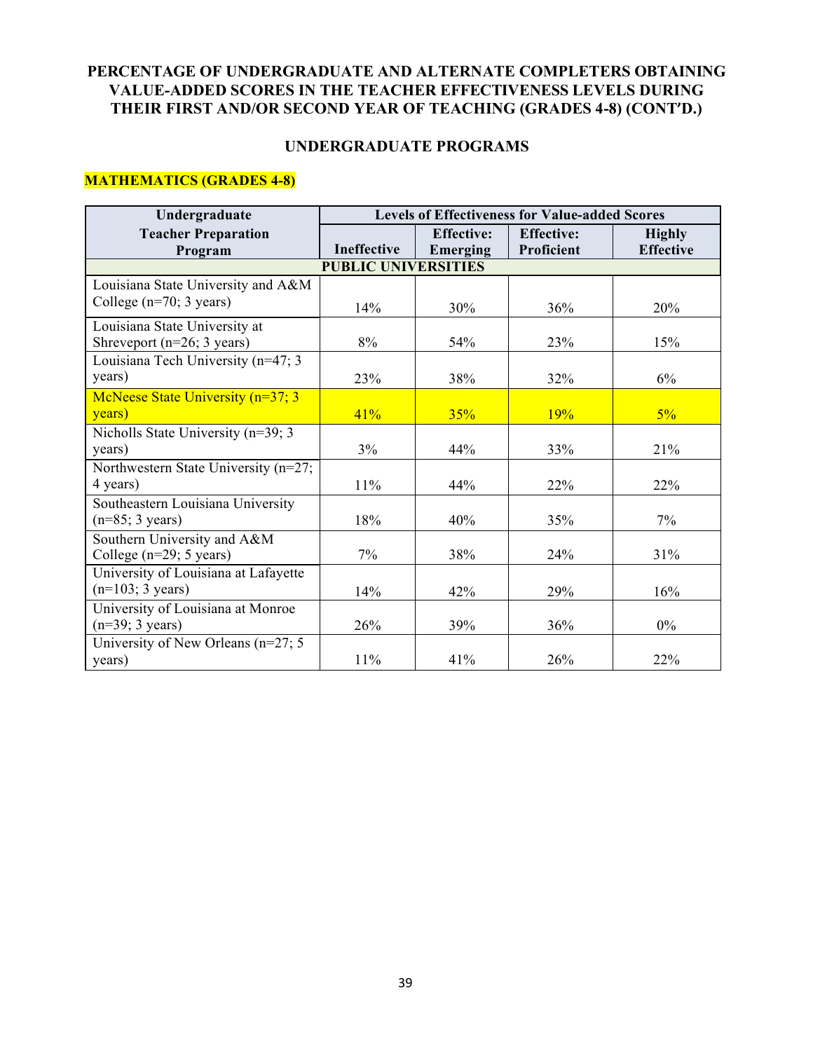## PERCENTAGE OF UNDERGRADUATE AND ALTERNATE COMPLETERS OBTAINING VALUE-ADDED SCORES IN THE TEACHER EFFECTIVENESS LEVELS DURING THEIR FIRST AND/OR SECOND YEAR OF TEACHING (GRADES 4-8) (CONT'D.)

### UNDERGRADUATE PROGRAMS

**MATHEMATICS (GRADES 4-8)**

| Undergraduate Teacher Preparation Program | Levels of Effectiveness for Value-added Scores | | | |
|---|---|---|---|---|
| | Ineffective | Effective: Emerging | Effective: Proficient | Highly Effective |
| **PUBLIC UNIVERSITIES** | | | | |
| Louisiana State University and A&M College (n=70; 3 years) | 14% | 30% | 36% | 20% |
| Louisiana State University at Shreveport (n=26; 3 years) | 8% | 54% | 23% | 15% |
| Louisiana Tech University (n=47; 3 years) | 23% | 38% | 32% | 6% |
| McNeese State University (n=37; 3 years) | 41% | 35% | 19% | 5% |
| Nicholls State University (n=39; 3 years) | 3% | 44% | 33% | 21% |
| Northwestern State University (n=27; 4 years) | 11% | 44% | 22% | 22% |
| Southeastern Louisiana University (n=85; 3 years) | 18% | 40% | 35% | 7% |
| Southern University and A&M College (n=29; 5 years) | 7% | 38% | 24% | 31% |
| University of Louisiana at Lafayette (n=103; 3 years) | 14% | 42% | 29% | 16% |
| University of Louisiana at Monroe (n=39; 3 years) | 26% | 39% | 36% | 0% |
| University of New Orleans (n=27; 5 years) | 11% | 41% | 26% | 22% |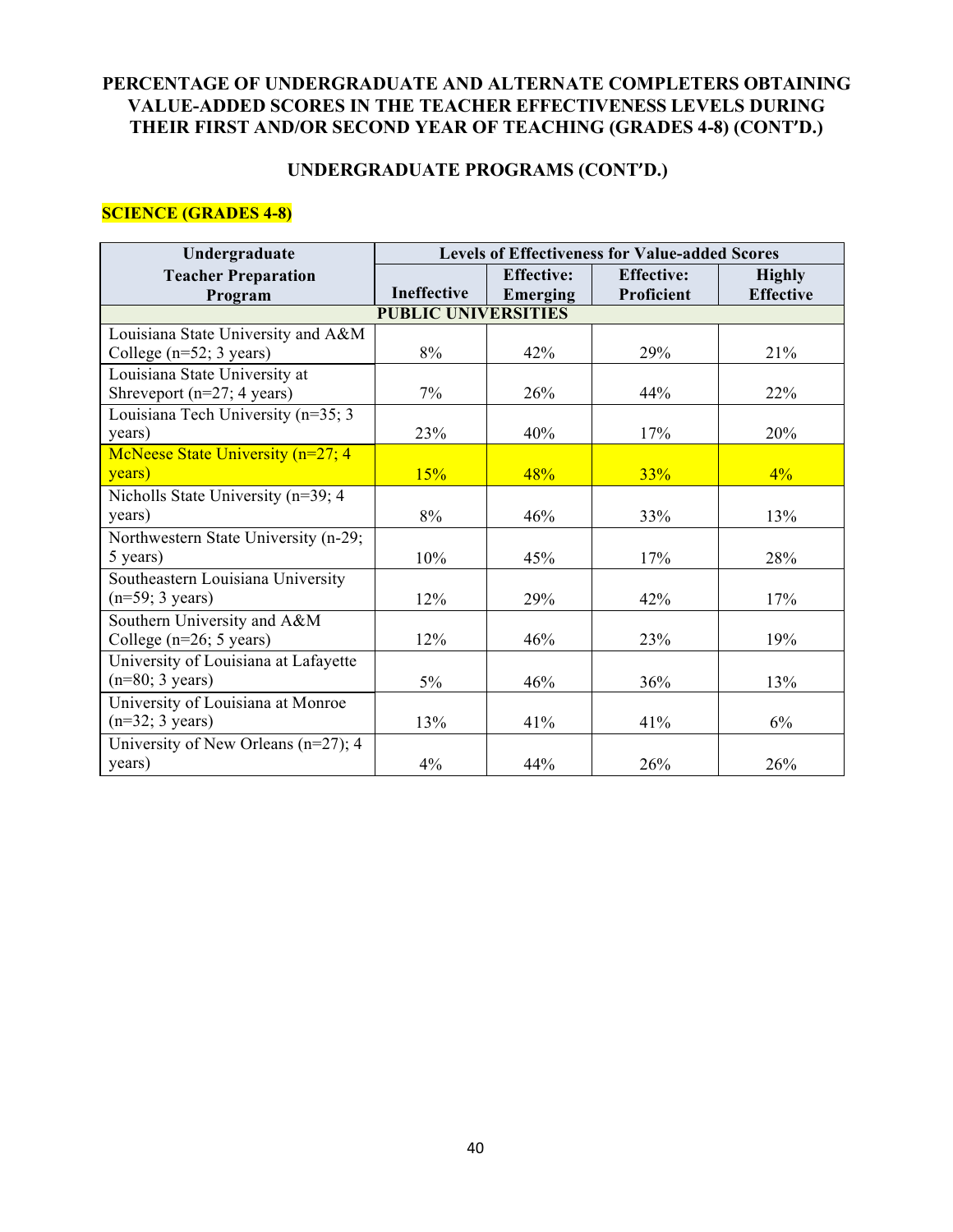## PERCENTAGE OF UNDERGRADUATE AND ALTERNATE COMPLETERS OBTAINING VALUE-ADDED SCORES IN THE TEACHER EFFECTIVENESS LEVELS DURING THEIR FIRST AND/OR SECOND YEAR OF TEACHING (GRADES 4-8) (CONT'D.)

### UNDERGRADUATE PROGRAMS (CONT'D.)

**SCIENCE (GRADES 4-8)**

| Undergraduate Teacher Preparation Program | Levels of Effectiveness for Value-added Scores | | | |
|---|---|---|---|---|
| | Ineffective | Effective: Emerging | Effective: Proficient | Highly Effective |
| **PUBLIC UNIVERSITIES** | | | | |
| Louisiana State University and A&M College (n=52; 3 years) | 8% | 42% | 29% | 21% |
| Louisiana State University at Shreveport (n=27; 4 years) | 7% | 26% | 44% | 22% |
| Louisiana Tech University (n=35; 3 years) | 23% | 40% | 17% | 20% |
| McNeese State University (n=27; 4 years) | 15% | 48% | 33% | 4% |
| Nicholls State University (n=39; 4 years) | 8% | 46% | 33% | 13% |
| Northwestern State University (n-29; 5 years) | 10% | 45% | 17% | 28% |
| Southeastern Louisiana University (n=59; 3 years) | 12% | 29% | 42% | 17% |
| Southern University and A&M College (n=26; 5 years) | 12% | 46% | 23% | 19% |
| University of Louisiana at Lafayette (n=80; 3 years) | 5% | 46% | 36% | 13% |
| University of Louisiana at Monroe (n=32; 3 years) | 13% | 41% | 41% | 6% |
| University of New Orleans (n=27); 4 years) | 4% | 44% | 26% | 26% |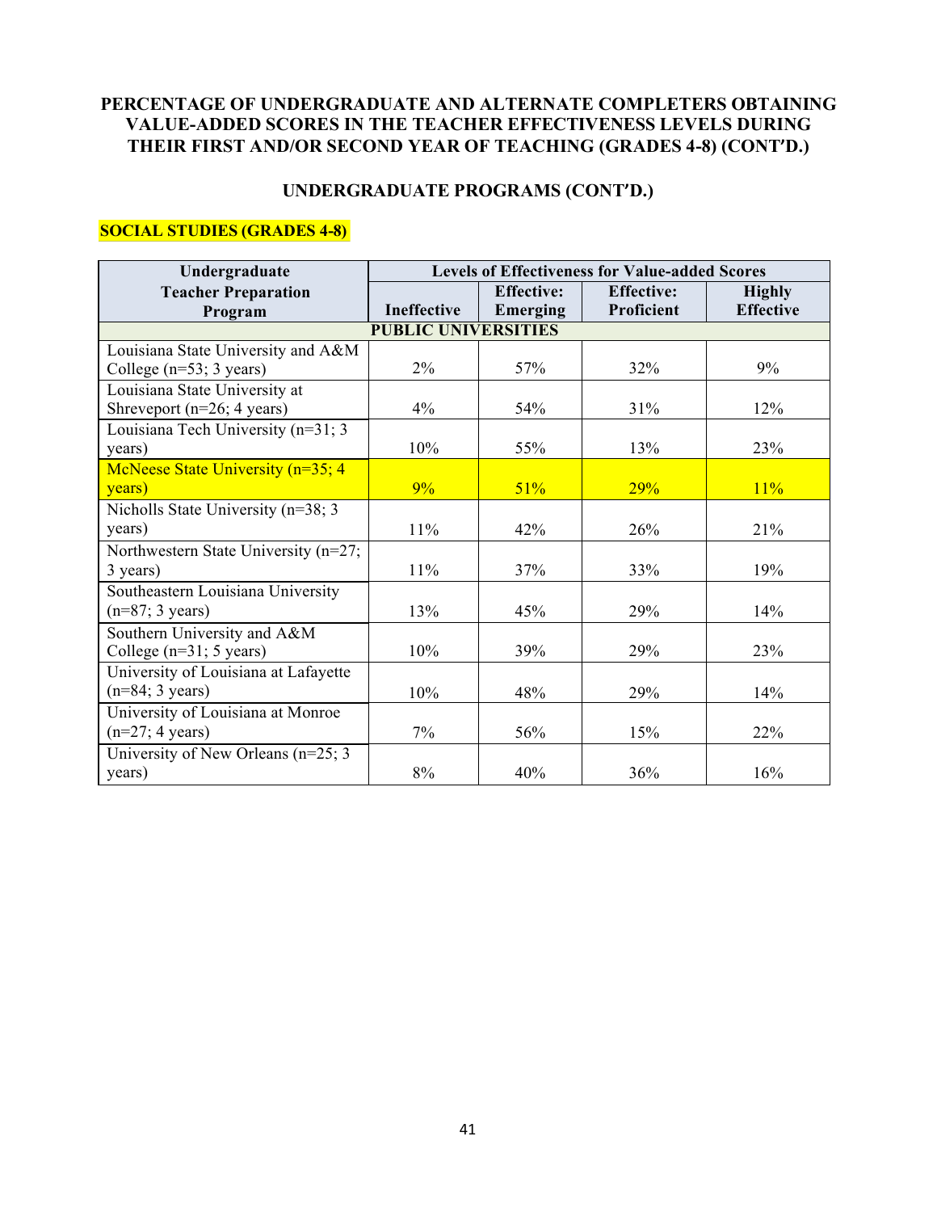## PERCENTAGE OF UNDERGRADUATE AND ALTERNATE COMPLETERS OBTAINING VALUE-ADDED SCORES IN THE TEACHER EFFECTIVENESS LEVELS DURING THEIR FIRST AND/OR SECOND YEAR OF TEACHING (GRADES 4-8) (CONT'D.)

## UNDERGRADUATE PROGRAMS (CONT'D.)

### SOCIAL STUDIES (GRADES 4-8)

| Undergraduate Teacher Preparation Program | Levels of Effectiveness for Value-added Scores | | | |
|---|---|---|---|---|
| | Ineffective | Effective: Emerging | Effective: Proficient | Highly Effective |
| **PUBLIC UNIVERSITIES** | | | | |
| Louisiana State University and A&M College (n=53; 3 years) | 2% | 57% | 32% | 9% |
| Louisiana State University at Shreveport (n=26; 4 years) | 4% | 54% | 31% | 12% |
| Louisiana Tech University (n=31; 3 years) | 10% | 55% | 13% | 23% |
| McNeese State University (n=35; 4 years) | 9% | 51% | 29% | 11% |
| Nicholls State University (n=38; 3 years) | 11% | 42% | 26% | 21% |
| Northwestern State University (n=27; 3 years) | 11% | 37% | 33% | 19% |
| Southeastern Louisiana University (n=87; 3 years) | 13% | 45% | 29% | 14% |
| Southern University and A&M College (n=31; 5 years) | 10% | 39% | 29% | 23% |
| University of Louisiana at Lafayette (n=84; 3 years) | 10% | 48% | 29% | 14% |
| University of Louisiana at Monroe (n=27; 4 years) | 7% | 56% | 15% | 22% |
| University of New Orleans (n=25; 3 years) | 8% | 40% | 36% | 16% |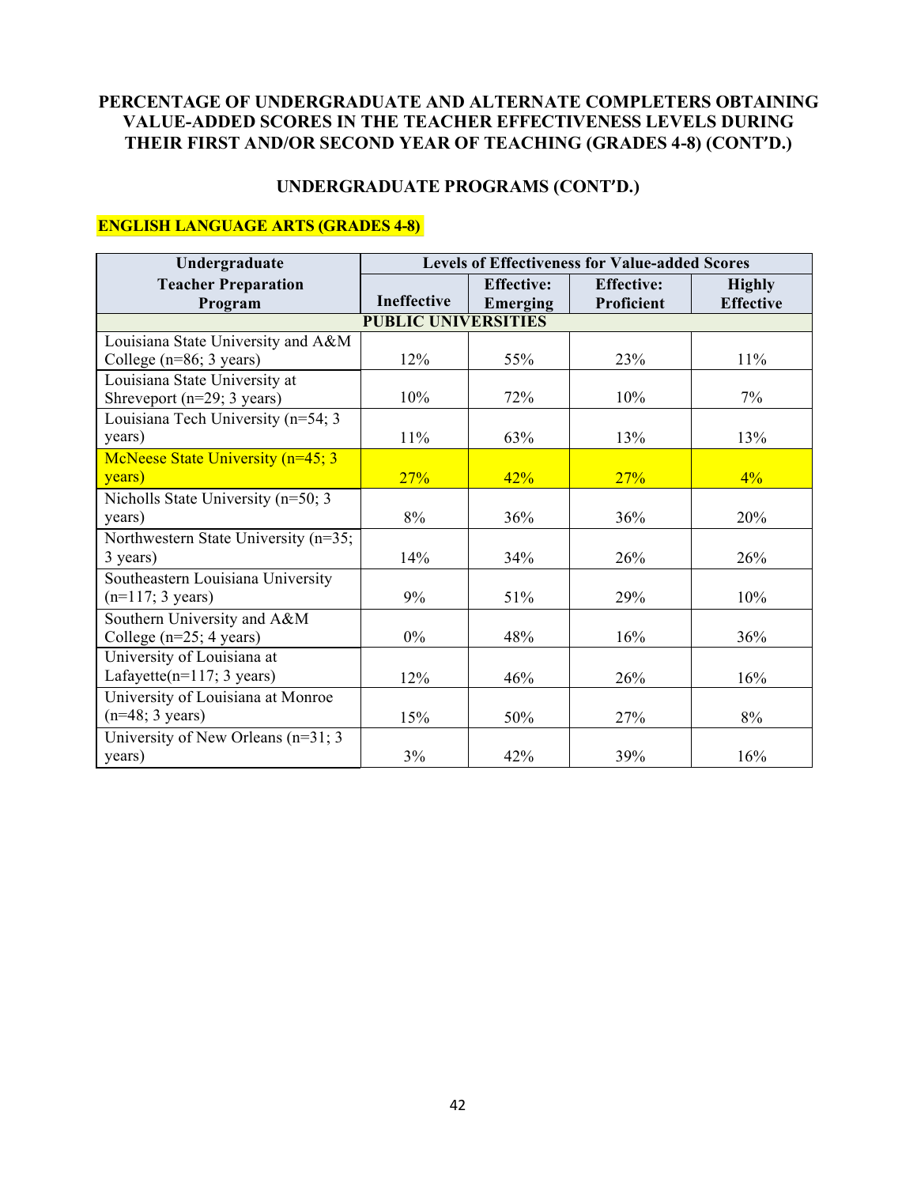**PERCENTAGE OF UNDERGRADUATE AND ALTERNATE COMPLETERS OBTAINING VALUE-ADDED SCORES IN THE TEACHER EFFECTIVENESS LEVELS DURING THEIR FIRST AND/OR SECOND YEAR OF TEACHING (GRADES 4-8) (CONT'D.)**

**UNDERGRADUATE PROGRAMS (CONT'D.)**

**ENGLISH LANGUAGE ARTS (GRADES 4-8)**

| Undergraduate Teacher Preparation Program | Levels of Effectiveness for Value-added Scores | | | |
|---|---|---|---|---|
| | Ineffective | Effective: Emerging | Effective: Proficient | Highly Effective |
| **PUBLIC UNIVERSITIES** | | | | |
| Louisiana State University and A&M College (n=86; 3 years) | 12% | 55% | 23% | 11% |
| Louisiana State University at Shreveport (n=29; 3 years) | 10% | 72% | 10% | 7% |
| Louisiana Tech University (n=54; 3 years) | 11% | 63% | 13% | 13% |
| McNeese State University (n=45; 3 years) | 27% | 42% | 27% | 4% |
| Nicholls State University (n=50; 3 years) | 8% | 36% | 36% | 20% |
| Northwestern State University (n=35; 3 years) | 14% | 34% | 26% | 26% |
| Southeastern Louisiana University (n=117; 3 years) | 9% | 51% | 29% | 10% |
| Southern University and A&M College (n=25; 4 years) | 0% | 48% | 16% | 36% |
| University of Louisiana at Lafayette(n=117; 3 years) | 12% | 46% | 26% | 16% |
| University of Louisiana at Monroe (n=48; 3 years) | 15% | 50% | 27% | 8% |
| University of New Orleans (n=31; 3 years) | 3% | 42% | 39% | 16% |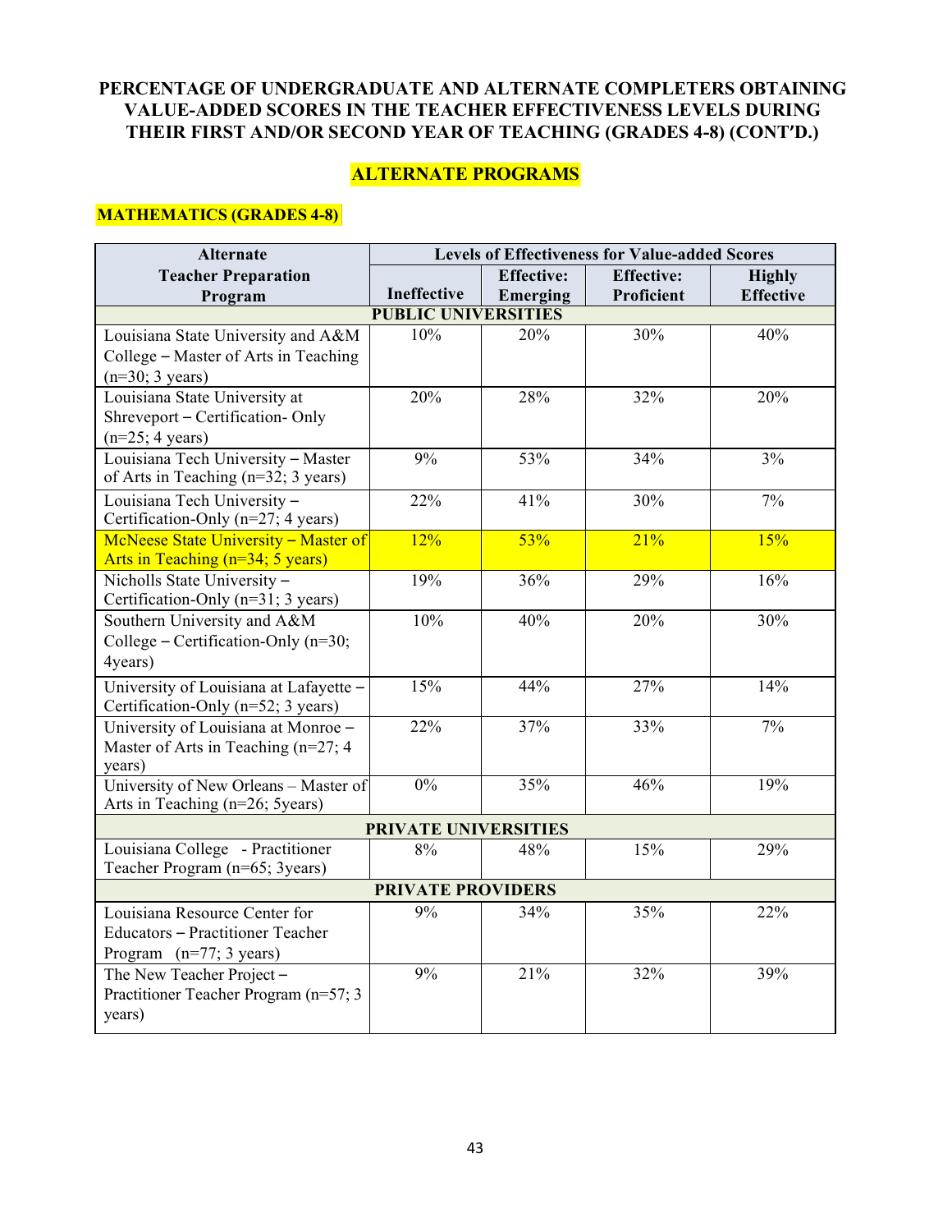## PERCENTAGE OF UNDERGRADUATE AND ALTERNATE COMPLETERS OBTAINING VALUE-ADDED SCORES IN THE TEACHER EFFECTIVENESS LEVELS DURING THEIR FIRST AND/OR SECOND YEAR OF TEACHING (GRADES 4-8) (CONT'D.)

### ALTERNATE PROGRAMS

**MATHEMATICS (GRADES 4-8)**

| Alternate Teacher Preparation Program | Levels of Effectiveness for Value-added Scores | | | |
|---|---|---|---|---|
| | Ineffective | Effective: Emerging | Effective: Proficient | Highly Effective |
| **PUBLIC UNIVERSITIES** | | | | |
| Louisiana State University and A&M College – Master of Arts in Teaching (n=30; 3 years) | 10% | 20% | 30% | 40% |
| Louisiana State University at Shreveport – Certification- Only (n=25; 4 years) | 20% | 28% | 32% | 20% |
| Louisiana Tech University – Master of Arts in Teaching (n=32; 3 years) | 9% | 53% | 34% | 3% |
| Louisiana Tech University – Certification-Only (n=27; 4 years) | 22% | 41% | 30% | 7% |
| McNeese State University – Master of Arts in Teaching (n=34; 5 years) | 12% | 53% | 21% | 15% |
| Nicholls State University – Certification-Only (n=31; 3 years) | 19% | 36% | 29% | 16% |
| Southern University and A&M College – Certification-Only (n=30; 4years) | 10% | 40% | 20% | 30% |
| University of Louisiana at Lafayette – Certification-Only (n=52; 3 years) | 15% | 44% | 27% | 14% |
| University of Louisiana at Monroe – Master of Arts in Teaching (n=27; 4 years) | 22% | 37% | 33% | 7% |
| University of New Orleans – Master of Arts in Teaching (n=26; 5years) | 0% | 35% | 46% | 19% |
| **PRIVATE UNIVERSITIES** | | | | |
| Louisiana College - Practitioner Teacher Program (n=65; 3years) | 8% | 48% | 15% | 29% |
| **PRIVATE PROVIDERS** | | | | |
| Louisiana Resource Center for Educators – Practitioner Teacher Program (n=77; 3 years) | 9% | 34% | 35% | 22% |
| The New Teacher Project – Practitioner Teacher Program (n=57; 3 years) | 9% | 21% | 32% | 39% |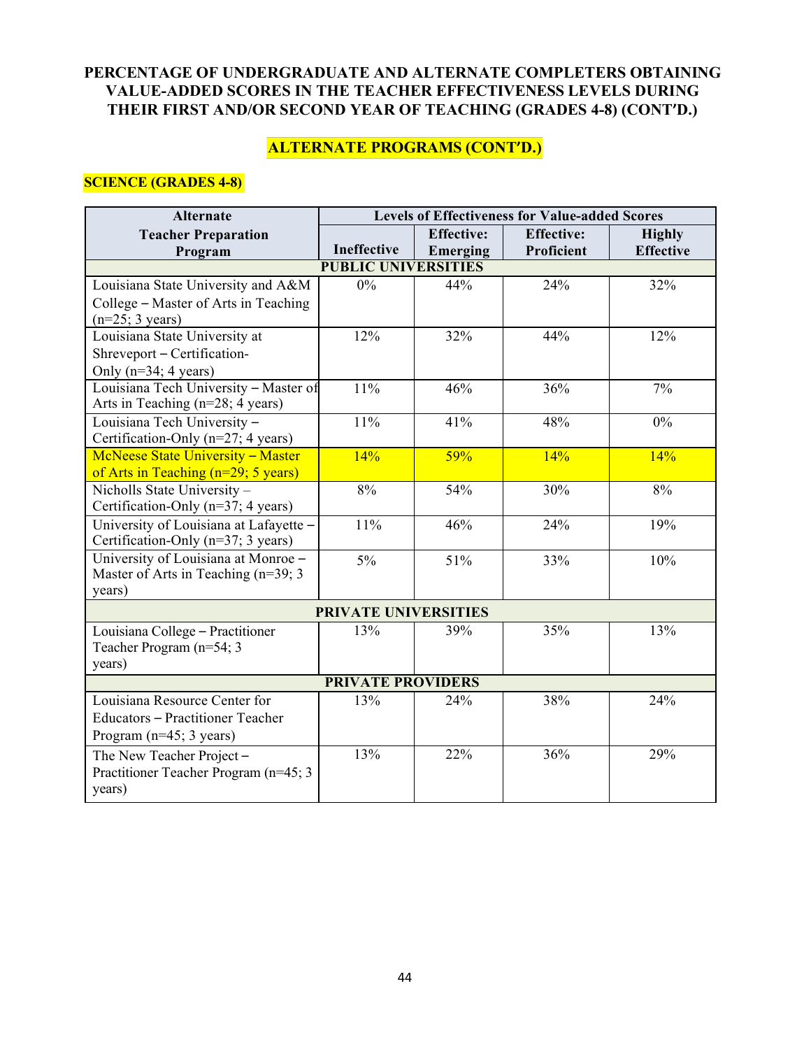**PERCENTAGE OF UNDERGRADUATE AND ALTERNATE COMPLETERS OBTAINING VALUE-ADDED SCORES IN THE TEACHER EFFECTIVENESS LEVELS DURING THEIR FIRST AND/OR SECOND YEAR OF TEACHING (GRADES 4-8) (CONT'D.)**

## ALTERNATE PROGRAMS (CONT'D.)

### SCIENCE (GRADES 4-8)

| Alternate Teacher Preparation Program | Levels of Effectiveness for Value-added Scores | | | |
|---|---|---|---|---|
| | Ineffective | Effective: Emerging | Effective: Proficient | Highly Effective |
| **PUBLIC UNIVERSITIES** | | | | |
| Louisiana State University and A&M College – Master of Arts in Teaching (n=25; 3 years) | 0% | 44% | 24% | 32% |
| Louisiana State University at Shreveport – Certification-Only (n=34; 4 years) | 12% | 32% | 44% | 12% |
| Louisiana Tech University – Master of Arts in Teaching (n=28; 4 years) | 11% | 46% | 36% | 7% |
| Louisiana Tech University – Certification-Only (n=27; 4 years) | 11% | 41% | 48% | 0% |
| McNeese State University – Master of Arts in Teaching (n=29; 5 years) | 14% | 59% | 14% | 14% |
| Nicholls State University – Certification-Only (n=37; 4 years) | 8% | 54% | 30% | 8% |
| University of Louisiana at Lafayette – Certification-Only (n=37; 3 years) | 11% | 46% | 24% | 19% |
| University of Louisiana at Monroe – Master of Arts in Teaching (n=39; 3 years) | 5% | 51% | 33% | 10% |
| **PRIVATE UNIVERSITIES** | | | | |
| Louisiana College – Practitioner Teacher Program (n=54; 3 years) | 13% | 39% | 35% | 13% |
| **PRIVATE PROVIDERS** | | | | |
| Louisiana Resource Center for Educators – Practitioner Teacher Program (n=45; 3 years) | 13% | 24% | 38% | 24% |
| The New Teacher Project – Practitioner Teacher Program (n=45; 3 years) | 13% | 22% | 36% | 29% |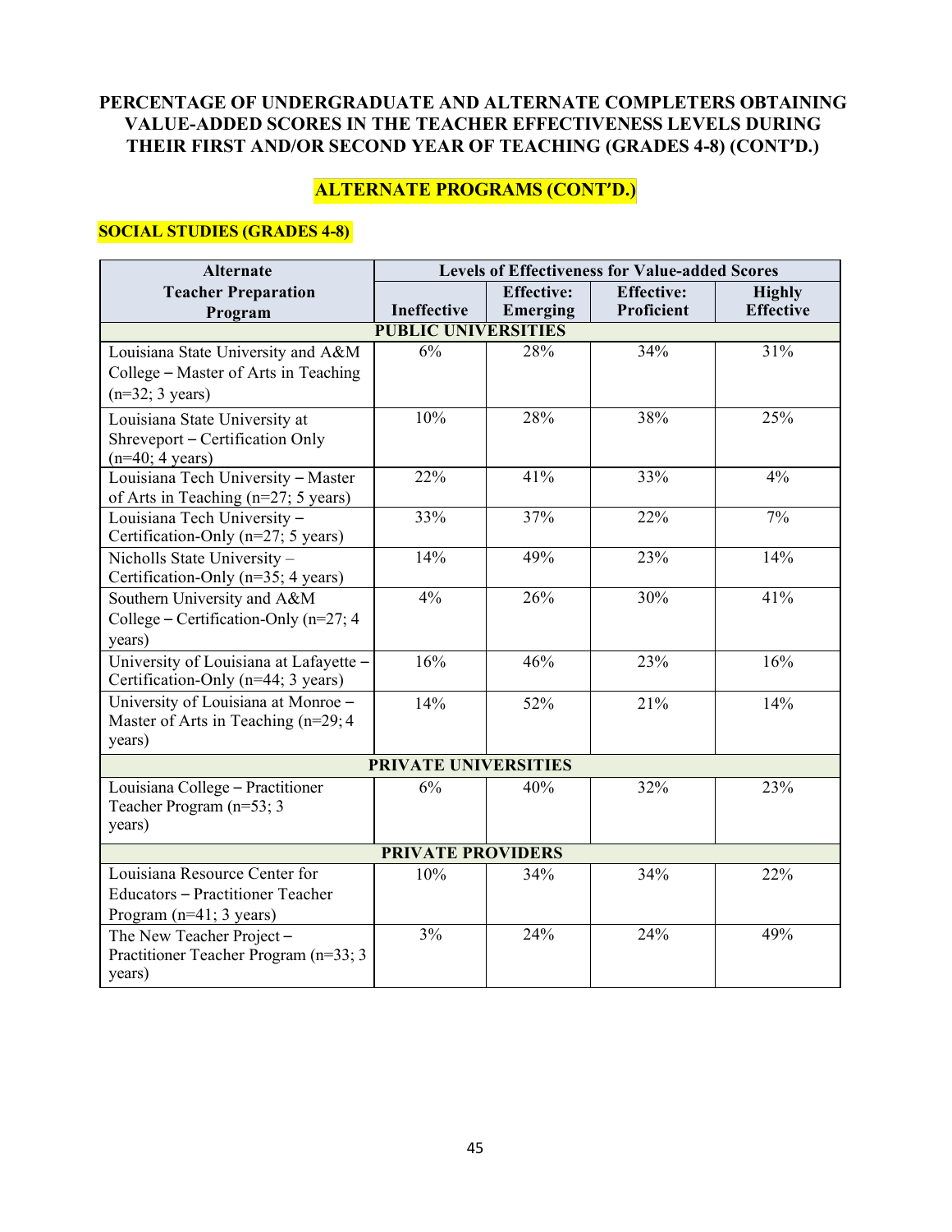**PERCENTAGE OF UNDERGRADUATE AND ALTERNATE COMPLETERS OBTAINING VALUE-ADDED SCORES IN THE TEACHER EFFECTIVENESS LEVELS DURING THEIR FIRST AND/OR SECOND YEAR OF TEACHING (GRADES 4-8) (CONT'D.)**

**ALTERNATE PROGRAMS (CONT'D.)**

**SOCIAL STUDIES (GRADES 4-8)**

| Alternate Teacher Preparation Program | Levels of Effectiveness for Value-added Scores | | | |
|---|---|---|---|---|
| | Ineffective | Effective: Emerging | Effective: Proficient | Highly Effective |
| **PUBLIC UNIVERSITIES** | | | | |
| Louisiana State University and A&M College – Master of Arts in Teaching (n=32; 3 years) | 6% | 28% | 34% | 31% |
| Louisiana State University at Shreveport – Certification Only (n=40; 4 years) | 10% | 28% | 38% | 25% |
| Louisiana Tech University – Master of Arts in Teaching (n=27; 5 years) | 22% | 41% | 33% | 4% |
| Louisiana Tech University – Certification-Only (n=27; 5 years) | 33% | 37% | 22% | 7% |
| Nicholls State University – Certification-Only (n=35; 4 years) | 14% | 49% | 23% | 14% |
| Southern University and A&M College – Certification-Only (n=27; 4 years) | 4% | 26% | 30% | 41% |
| University of Louisiana at Lafayette – Certification-Only (n=44; 3 years) | 16% | 46% | 23% | 16% |
| University of Louisiana at Monroe – Master of Arts in Teaching (n=29; 4 years) | 14% | 52% | 21% | 14% |
| **PRIVATE UNIVERSITIES** | | | | |
| Louisiana College – Practitioner Teacher Program (n=53; 3 years) | 6% | 40% | 32% | 23% |
| **PRIVATE PROVIDERS** | | | | |
| Louisiana Resource Center for Educators – Practitioner Teacher Program (n=41; 3 years) | 10% | 34% | 34% | 22% |
| The New Teacher Project – Practitioner Teacher Program (n=33; 3 years) | 3% | 24% | 24% | 49% |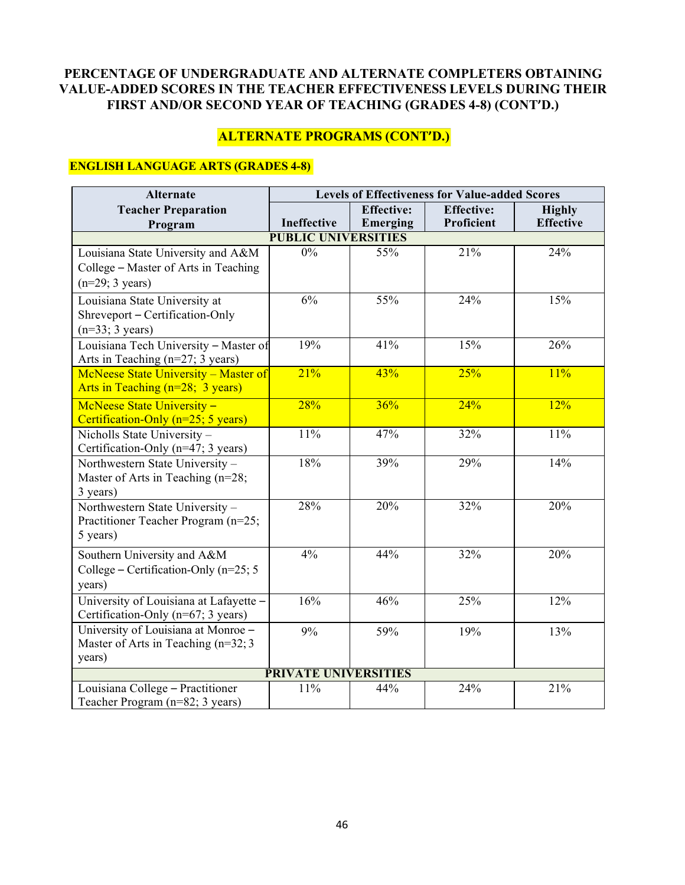**PERCENTAGE OF UNDERGRADUATE AND ALTERNATE COMPLETERS OBTAINING VALUE-ADDED SCORES IN THE TEACHER EFFECTIVENESS LEVELS DURING THEIR FIRST AND/OR SECOND YEAR OF TEACHING (GRADES 4-8) (CONT'D.)**

**ALTERNATE PROGRAMS (CONT'D.)**

**ENGLISH LANGUAGE ARTS (GRADES 4-8)**

| Alternate Teacher Preparation Program | Levels of Effectiveness for Value-added Scores | | | |
|---|---|---|---|---|
| | Ineffective | Effective: Emerging | Effective: Proficient | Highly Effective |
| **PUBLIC UNIVERSITIES** | | | | |
| Louisiana State University and A&M College – Master of Arts in Teaching (n=29; 3 years) | 0% | 55% | 21% | 24% |
| Louisiana State University at Shreveport – Certification-Only (n=33; 3 years) | 6% | 55% | 24% | 15% |
| Louisiana Tech University – Master of Arts in Teaching (n=27; 3 years) | 19% | 41% | 15% | 26% |
| McNeese State University – Master of Arts in Teaching (n=28; 3 years) | 21% | 43% | 25% | 11% |
| McNeese State University – Certification-Only (n=25; 5 years) | 28% | 36% | 24% | 12% |
| Nicholls State University – Certification-Only (n=47; 3 years) | 11% | 47% | 32% | 11% |
| Northwestern State University – Master of Arts in Teaching (n=28; 3 years) | 18% | 39% | 29% | 14% |
| Northwestern State University – Practitioner Teacher Program (n=25; 5 years) | 28% | 20% | 32% | 20% |
| Southern University and A&M College – Certification-Only (n=25; 5 years) | 4% | 44% | 32% | 20% |
| University of Louisiana at Lafayette – Certification-Only (n=67; 3 years) | 16% | 46% | 25% | 12% |
| University of Louisiana at Monroe – Master of Arts in Teaching (n=32; 3 years) | 9% | 59% | 19% | 13% |
| **PRIVATE UNIVERSITIES** | | | | |
| Louisiana College – Practitioner Teacher Program (n=82; 3 years) | 11% | 44% | 24% | 21% |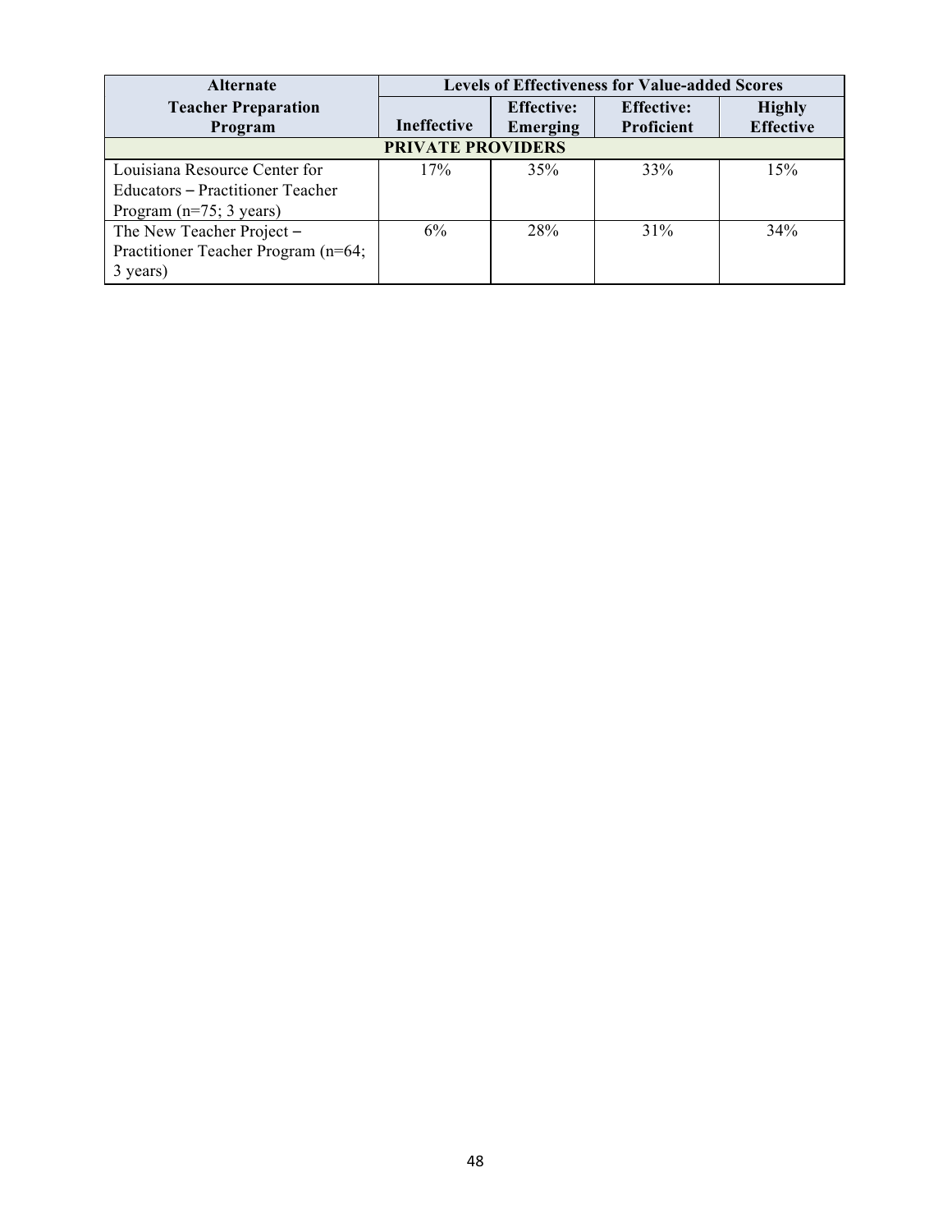| Alternate Teacher Preparation Program | Levels of Effectiveness for Value-added Scores | | | |
|---|---|---|---|---|
| | Ineffective | Effective: Emerging | Effective: Proficient | Highly Effective |
| **PRIVATE PROVIDERS** | | | | |
| Louisiana Resource Center for Educators – Practitioner Teacher Program (n=75; 3 years) | 17% | 35% | 33% | 15% |
| The New Teacher Project – Practitioner Teacher Program (n=64; 3 years) | 6% | 28% | 31% | 34% |